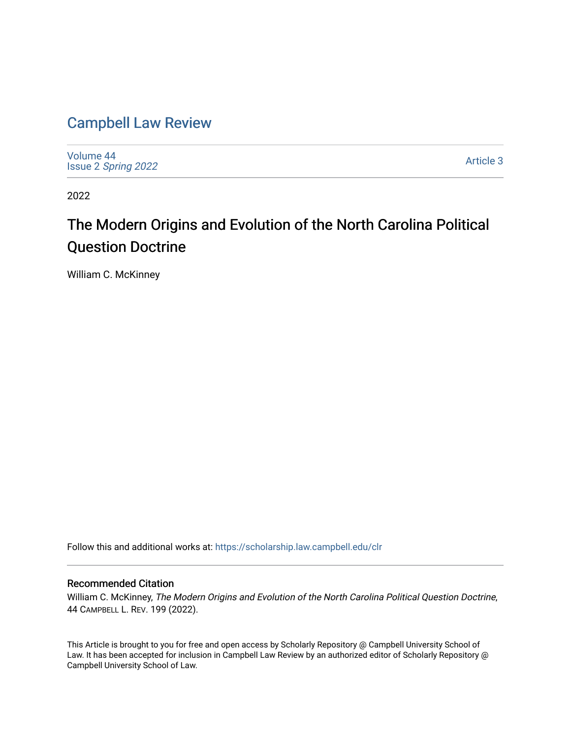# Campbell Law Review

Volume 44
Issue 2 *Spring 2022*

Article 3

2022

## The Modern Origins and Evolution of the North Carolina Political Question Doctrine

William C. McKinney

Follow this and additional works at: https://scholarship.law.campbell.edu/clr

### Recommended Citation

William C. McKinney, *The Modern Origins and Evolution of the North Carolina Political Question Doctrine*, 44 CAMPBELL L. REV. 199 (2022).

This Article is brought to you for free and open access by Scholarly Repository @ Campbell University School of Law. It has been accepted for inclusion in Campbell Law Review by an authorized editor of Scholarly Repository @ Campbell University School of Law.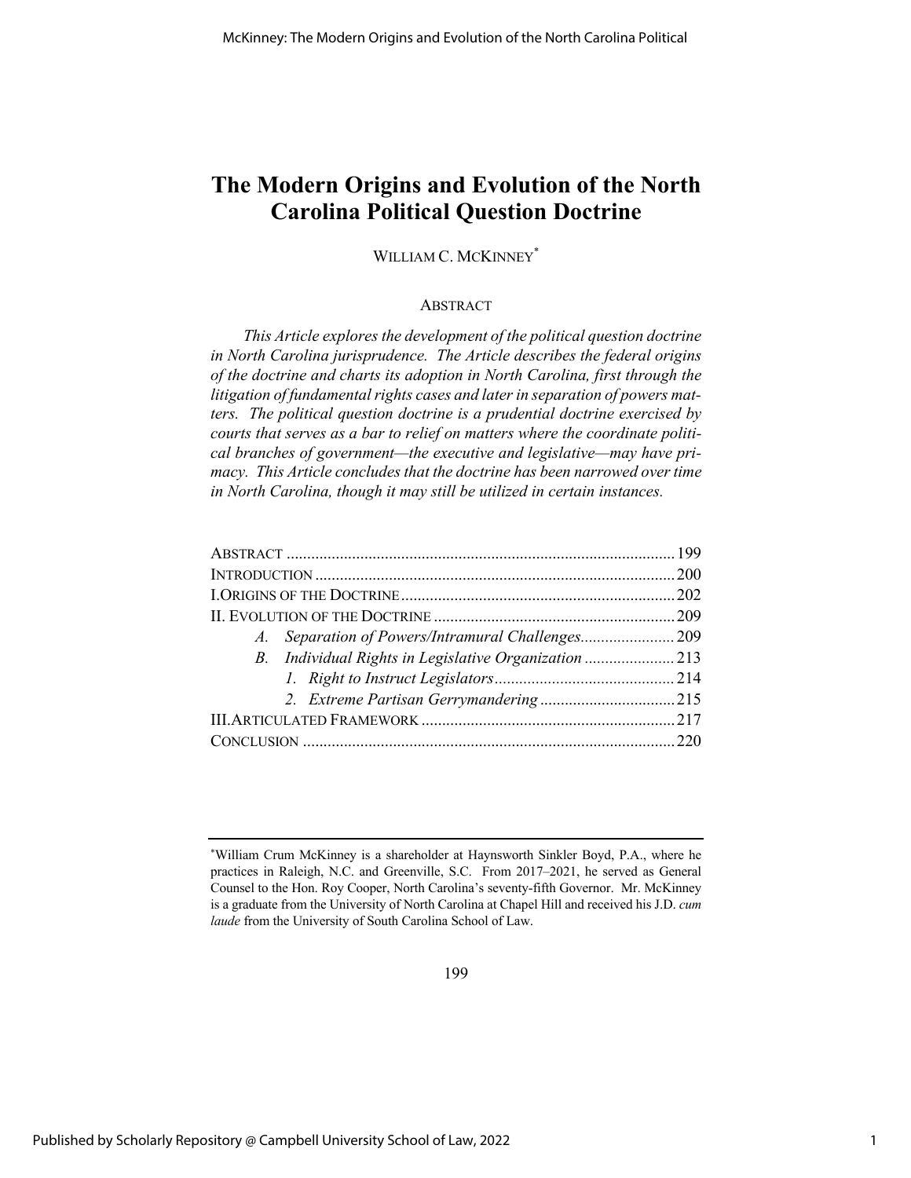# The Modern Origins and Evolution of the North Carolina Political Question Doctrine

WILLIAM C. MCKINNEY[*]

ABSTRACT

*This Article explores the development of the political question doctrine in North Carolina jurisprudence. The Article describes the federal origins of the doctrine and charts its adoption in North Carolina, first through the litigation of fundamental rights cases and later in separation of powers matters. The political question doctrine is a prudential doctrine exercised by courts that serves as a bar to relief on matters where the coordinate political branches of government—the executive and legislative—may have primacy. This Article concludes that the doctrine has been narrowed over time in North Carolina, though it may still be utilized in certain instances.*

| | |
|---|---|
| ABSTRACT | 199 |
| INTRODUCTION | 200 |
| I. ORIGINS OF THE DOCTRINE | 202 |
| II. EVOLUTION OF THE DOCTRINE | 209 |
| *A. Separation of Powers/Intramural Challenges* | 209 |
| *B. Individual Rights in Legislative Organization* | 213 |
| *1. Right to Instruct Legislators* | 214 |
| *2. Extreme Partisan Gerrymandering* | 215 |
| III. ARTICULATED FRAMEWORK | 217 |
| CONCLUSION | 220 |

---

[*] William Crum McKinney is a shareholder at Haynsworth Sinkler Boyd, P.A., where he practices in Raleigh, N.C. and Greenville, S.C. From 2017–2021, he served as General Counsel to the Hon. Roy Cooper, North Carolina's seventy-fifth Governor. Mr. McKinney is a graduate from the University of North Carolina at Chapel Hill and received his J.D. *cum laude* from the University of South Carolina School of Law.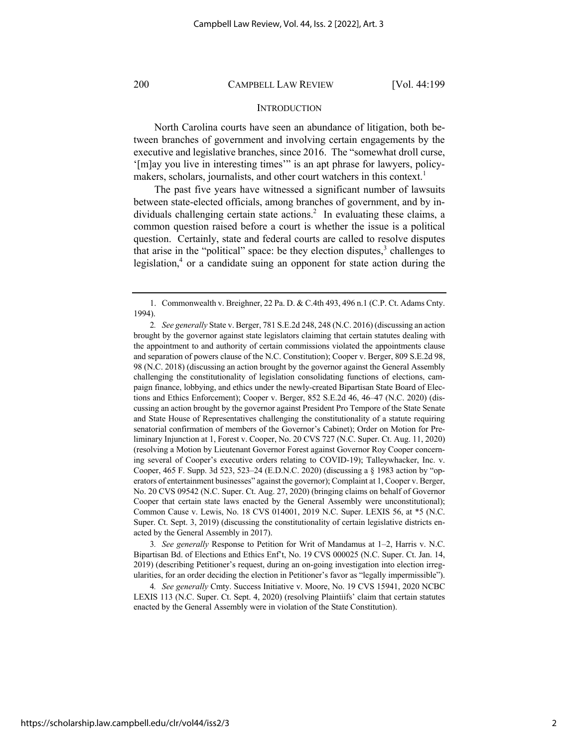## INTRODUCTION

North Carolina courts have seen an abundance of litigation, both between branches of government and involving certain engagements by the executive and legislative branches, since 2016. The "somewhat droll curse, '[m]ay you live in interesting times'" is an apt phrase for lawyers, policymakers, scholars, journalists, and other court watchers in this context.[1]

The past five years have witnessed a significant number of lawsuits between state-elected officials, among branches of government, and by individuals challenging certain state actions.[2] In evaluating these claims, a common question raised before a court is whether the issue is a political question. Certainly, state and federal courts are called to resolve disputes that arise in the "political" space: be they election disputes,[3] challenges to legislation,[4] or a candidate suing an opponent for state action during the

---

1. Commonwealth v. Breighner, 22 Pa. D. & C.4th 493, 496 n.1 (C.P. Ct. Adams Cnty. 1994).

2. *See generally* State v. Berger, 781 S.E.2d 248, 248 (N.C. 2016) (discussing an action brought by the governor against state legislators claiming that certain statutes dealing with the appointment to and authority of certain commissions violated the appointments clause and separation of powers clause of the N.C. Constitution); Cooper v. Berger, 809 S.E.2d 98, 98 (N.C. 2018) (discussing an action brought by the governor against the General Assembly challenging the constitutionality of legislation consolidating functions of elections, campaign finance, lobbying, and ethics under the newly-created Bipartisan State Board of Elections and Ethics Enforcement); Cooper v. Berger, 852 S.E.2d 46, 46–47 (N.C. 2020) (discussing an action brought by the governor against President Pro Tempore of the State Senate and State House of Representatives challenging the constitutionality of a statute requiring senatorial confirmation of members of the Governor's Cabinet); Order on Motion for Preliminary Injunction at 1, Forest v. Cooper, No. 20 CVS 727 (N.C. Super. Ct. Aug. 11, 2020) (resolving a Motion by Lieutenant Governor Forest against Governor Roy Cooper concerning several of Cooper's executive orders relating to COVID-19); Talleywhacker, Inc. v. Cooper, 465 F. Supp. 3d 523, 523–24 (E.D.N.C. 2020) (discussing a § 1983 action by "operators of entertainment businesses" against the governor); Complaint at 1, Cooper v. Berger, No. 20 CVS 09542 (N.C. Super. Ct. Aug. 27, 2020) (bringing claims on behalf of Governor Cooper that certain state laws enacted by the General Assembly were unconstitutional); Common Cause v. Lewis, No. 18 CVS 014001, 2019 N.C. Super. LEXIS 56, at *5 (N.C. Super. Ct. Sept. 3, 2019) (discussing the constitutionality of certain legislative districts enacted by the General Assembly in 2017).

3. *See generally* Response to Petition for Writ of Mandamus at 1–2, Harris v. N.C. Bipartisan Bd. of Elections and Ethics Enf't, No. 19 CVS 000025 (N.C. Super. Ct. Jan. 14, 2019) (describing Petitioner's request, during an on-going investigation into election irregularities, for an order deciding the election in Petitioner's favor as "legally impermissible").

4. *See generally* Cmty. Success Initiative v. Moore, No. 19 CVS 15941, 2020 NCBC LEXIS 113 (N.C. Super. Ct. Sept. 4, 2020) (resolving Plaintiffs' claim that certain statutes enacted by the General Assembly were in violation of the State Constitution).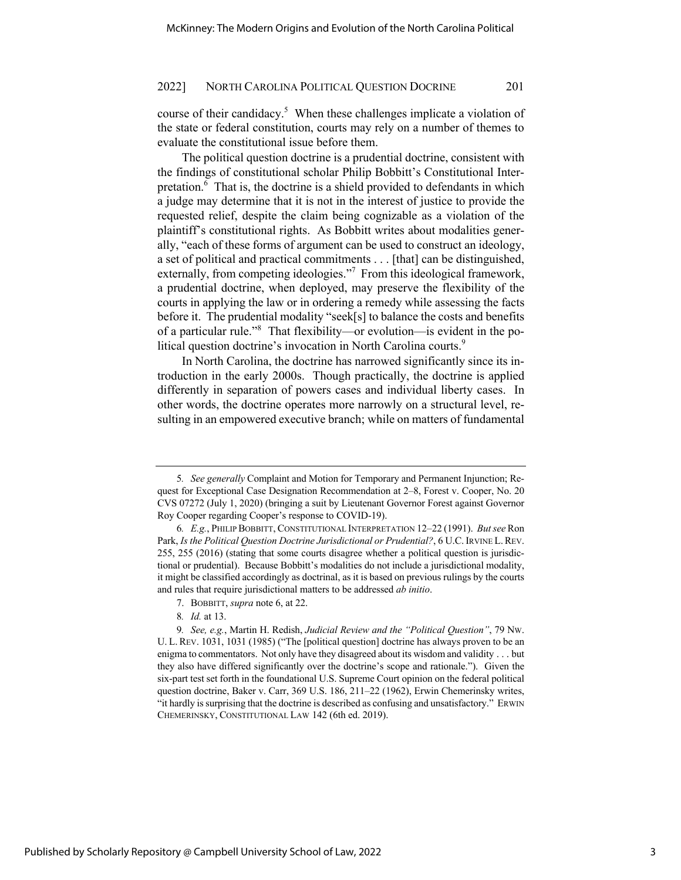course of their candidacy.[5] When these challenges implicate a violation of the state or federal constitution, courts may rely on a number of themes to evaluate the constitutional issue before them.

The political question doctrine is a prudential doctrine, consistent with the findings of constitutional scholar Philip Bobbitt's Constitutional Interpretation.[6] That is, the doctrine is a shield provided to defendants in which a judge may determine that it is not in the interest of justice to provide the requested relief, despite the claim being cognizable as a violation of the plaintiff's constitutional rights. As Bobbitt writes about modalities generally, "each of these forms of argument can be used to construct an ideology, a set of political and practical commitments . . . [that] can be distinguished, externally, from competing ideologies."[7] From this ideological framework, a prudential doctrine, when deployed, may preserve the flexibility of the courts in applying the law or in ordering a remedy while assessing the facts before it. The prudential modality "seek[s] to balance the costs and benefits of a particular rule."[8] That flexibility—or evolution—is evident in the political question doctrine's invocation in North Carolina courts.[9]

In North Carolina, the doctrine has narrowed significantly since its introduction in the early 2000s. Though practically, the doctrine is applied differently in separation of powers cases and individual liberty cases. In other words, the doctrine operates more narrowly on a structural level, resulting in an empowered executive branch; while on matters of fundamental

---

5. *See generally* Complaint and Motion for Temporary and Permanent Injunction; Request for Exceptional Case Designation Recommendation at 2–8, Forest v. Cooper, No. 20 CVS 07272 (July 1, 2020) (bringing a suit by Lieutenant Governor Forest against Governor Roy Cooper regarding Cooper's response to COVID-19).

6. *E.g.*, PHILIP BOBBITT, CONSTITUTIONAL INTERPRETATION 12–22 (1991). *But see* Ron Park, *Is the Political Question Doctrine Jurisdictional or Prudential?*, 6 U.C. IRVINE L. REV. 255, 255 (2016) (stating that some courts disagree whether a political question is jurisdictional or prudential). Because Bobbitt's modalities do not include a jurisdictional modality, it might be classified accordingly as doctrinal, as it is based on previous rulings by the courts and rules that require jurisdictional matters to be addressed *ab initio*.

7. BOBBITT, *supra* note 6, at 22.

8. *Id.* at 13.

9. *See, e.g.*, Martin H. Redish, *Judicial Review and the "Political Question"*, 79 NW. U. L. REV. 1031, 1031 (1985) ("The [political question] doctrine has always proven to be an enigma to commentators. Not only have they disagreed about its wisdom and validity . . . but they also have differed significantly over the doctrine's scope and rationale."). Given the six-part test set forth in the foundational U.S. Supreme Court opinion on the federal political question doctrine, Baker v. Carr, 369 U.S. 186, 211–22 (1962), Erwin Chemerinsky writes, "it hardly is surprising that the doctrine is described as confusing and unsatisfactory." ERWIN CHEMERINSKY, CONSTITUTIONAL LAW 142 (6th ed. 2019).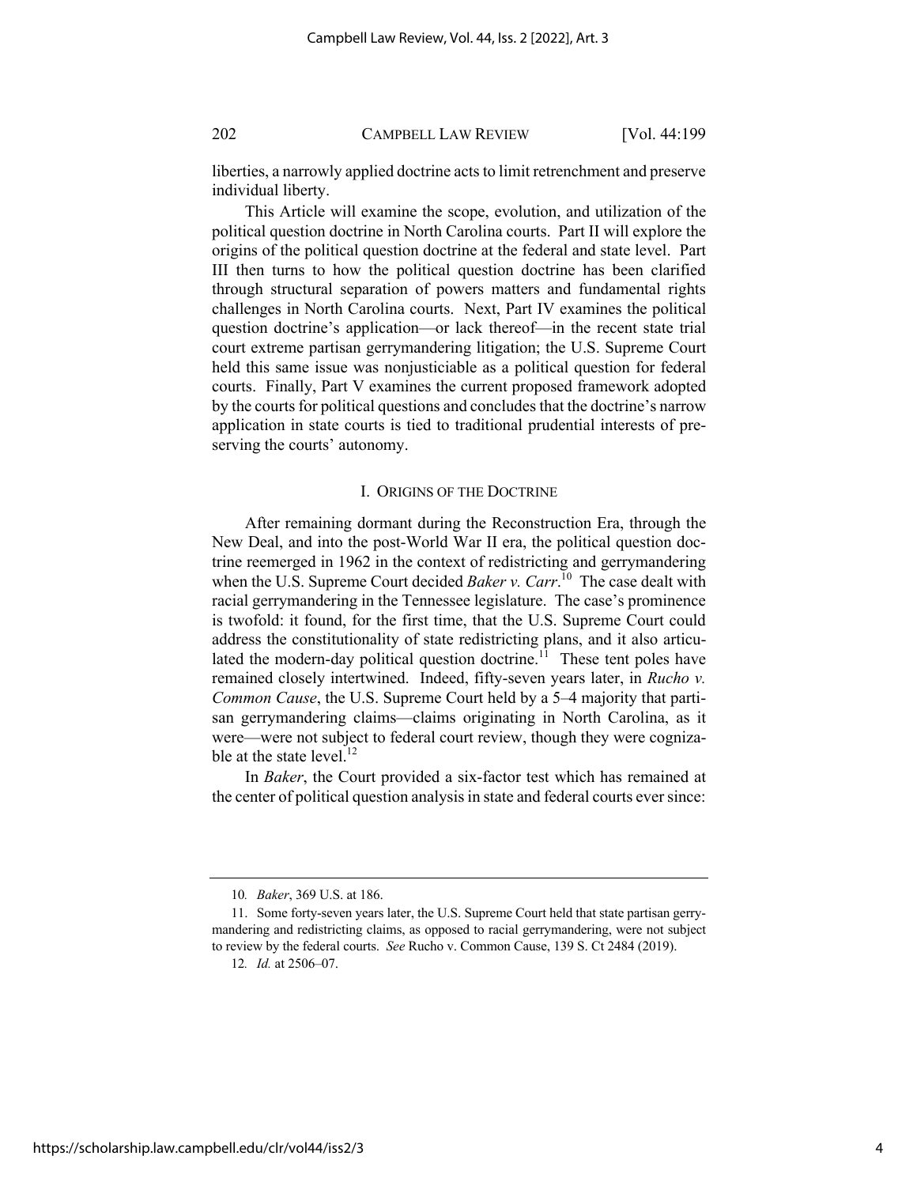liberties, a narrowly applied doctrine acts to limit retrenchment and preserve individual liberty.

This Article will examine the scope, evolution, and utilization of the political question doctrine in North Carolina courts. Part II will explore the origins of the political question doctrine at the federal and state level. Part III then turns to how the political question doctrine has been clarified through structural separation of powers matters and fundamental rights challenges in North Carolina courts. Next, Part IV examines the political question doctrine's application—or lack thereof—in the recent state trial court extreme partisan gerrymandering litigation; the U.S. Supreme Court held this same issue was nonjusticiable as a political question for federal courts. Finally, Part V examines the current proposed framework adopted by the courts for political questions and concludes that the doctrine's narrow application in state courts is tied to traditional prudential interests of preserving the courts' autonomy.

## I. ORIGINS OF THE DOCTRINE

After remaining dormant during the Reconstruction Era, through the New Deal, and into the post-World War II era, the political question doctrine reemerged in 1962 in the context of redistricting and gerrymandering when the U.S. Supreme Court decided *Baker v. Carr*.[10] The case dealt with racial gerrymandering in the Tennessee legislature. The case's prominence is twofold: it found, for the first time, that the U.S. Supreme Court could address the constitutionality of state redistricting plans, and it also articulated the modern-day political question doctrine.[11] These tent poles have remained closely intertwined. Indeed, fifty-seven years later, in *Rucho v. Common Cause*, the U.S. Supreme Court held by a 5–4 majority that partisan gerrymandering claims—claims originating in North Carolina, as it were—were not subject to federal court review, though they were cognizable at the state level.[12]

In *Baker*, the Court provided a six-factor test which has remained at the center of political question analysis in state and federal courts ever since:

---

10. *Baker*, 369 U.S. at 186.

11. Some forty-seven years later, the U.S. Supreme Court held that state partisan gerrymandering and redistricting claims, as opposed to racial gerrymandering, were not subject to review by the federal courts. *See* Rucho v. Common Cause, 139 S. Ct 2484 (2019).

12. *Id.* at 2506–07.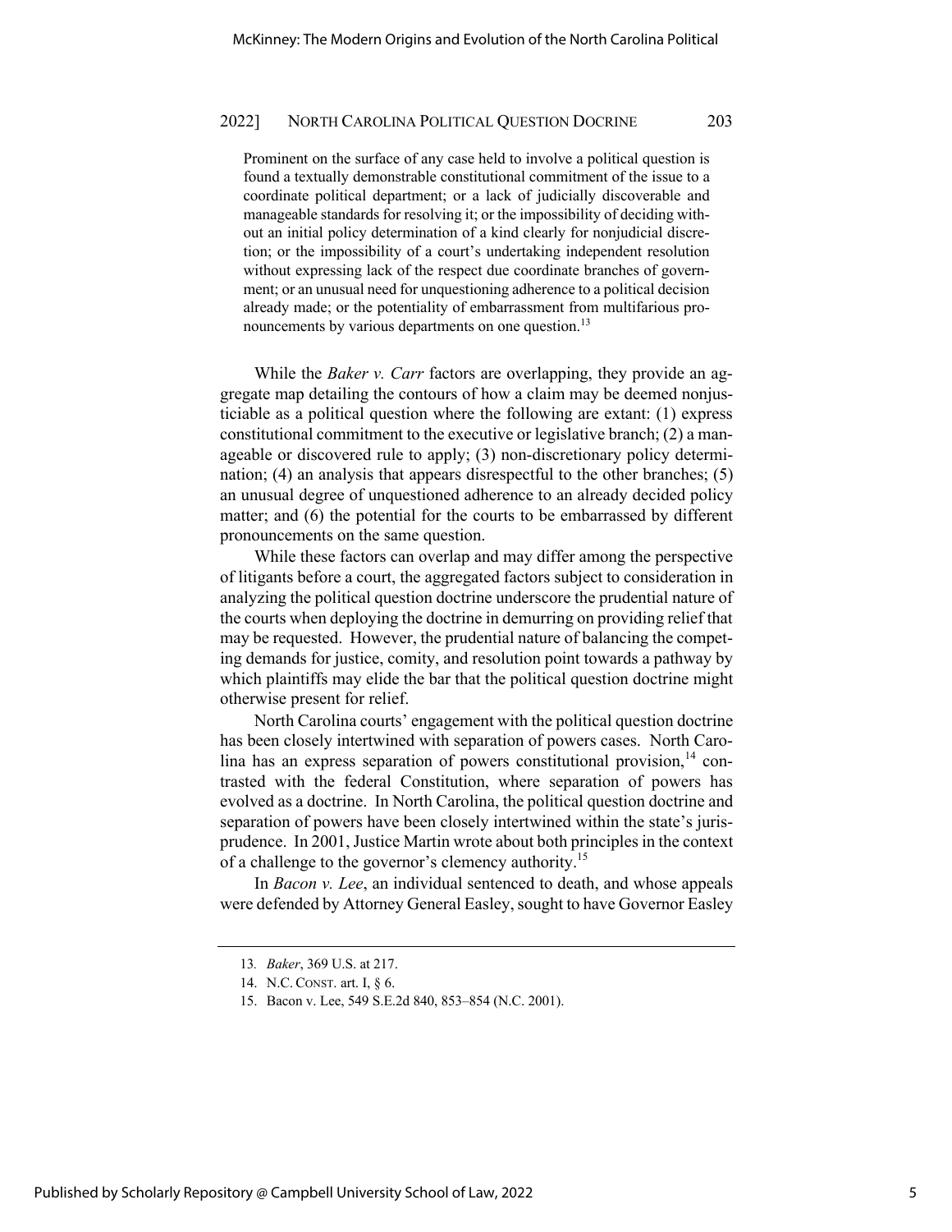> Prominent on the surface of any case held to involve a political question is found a textually demonstrable constitutional commitment of the issue to a coordinate political department; or a lack of judicially discoverable and manageable standards for resolving it; or the impossibility of deciding without an initial policy determination of a kind clearly for nonjudicial discretion; or the impossibility of a court's undertaking independent resolution without expressing lack of the respect due coordinate branches of government; or an unusual need for unquestioning adherence to a political decision already made; or the potentiality of embarrassment from multifarious pronouncements by various departments on one question.[13]

While the *Baker v. Carr* factors are overlapping, they provide an aggregate map detailing the contours of how a claim may be deemed nonjusticiable as a political question where the following are extant: (1) express constitutional commitment to the executive or legislative branch; (2) a manageable or discovered rule to apply; (3) non-discretionary policy determination; (4) an analysis that appears disrespectful to the other branches; (5) an unusual degree of unquestioned adherence to an already decided policy matter; and (6) the potential for the courts to be embarrassed by different pronouncements on the same question.

While these factors can overlap and may differ among the perspective of litigants before a court, the aggregated factors subject to consideration in analyzing the political question doctrine underscore the prudential nature of the courts when deploying the doctrine in demurring on providing relief that may be requested. However, the prudential nature of balancing the competing demands for justice, comity, and resolution point towards a pathway by which plaintiffs may elide the bar that the political question doctrine might otherwise present for relief.

North Carolina courts' engagement with the political question doctrine has been closely intertwined with separation of powers cases. North Carolina has an express separation of powers constitutional provision,[14] contrasted with the federal Constitution, where separation of powers has evolved as a doctrine. In North Carolina, the political question doctrine and separation of powers have been closely intertwined within the state's jurisprudence. In 2001, Justice Martin wrote about both principles in the context of a challenge to the governor's clemency authority.[15]

In *Bacon v. Lee*, an individual sentenced to death, and whose appeals were defended by Attorney General Easley, sought to have Governor Easley

---

13. *Baker*, 369 U.S. at 217.
14. N.C. CONST. art. I, § 6.
15. Bacon v. Lee, 549 S.E.2d 840, 853–854 (N.C. 2001).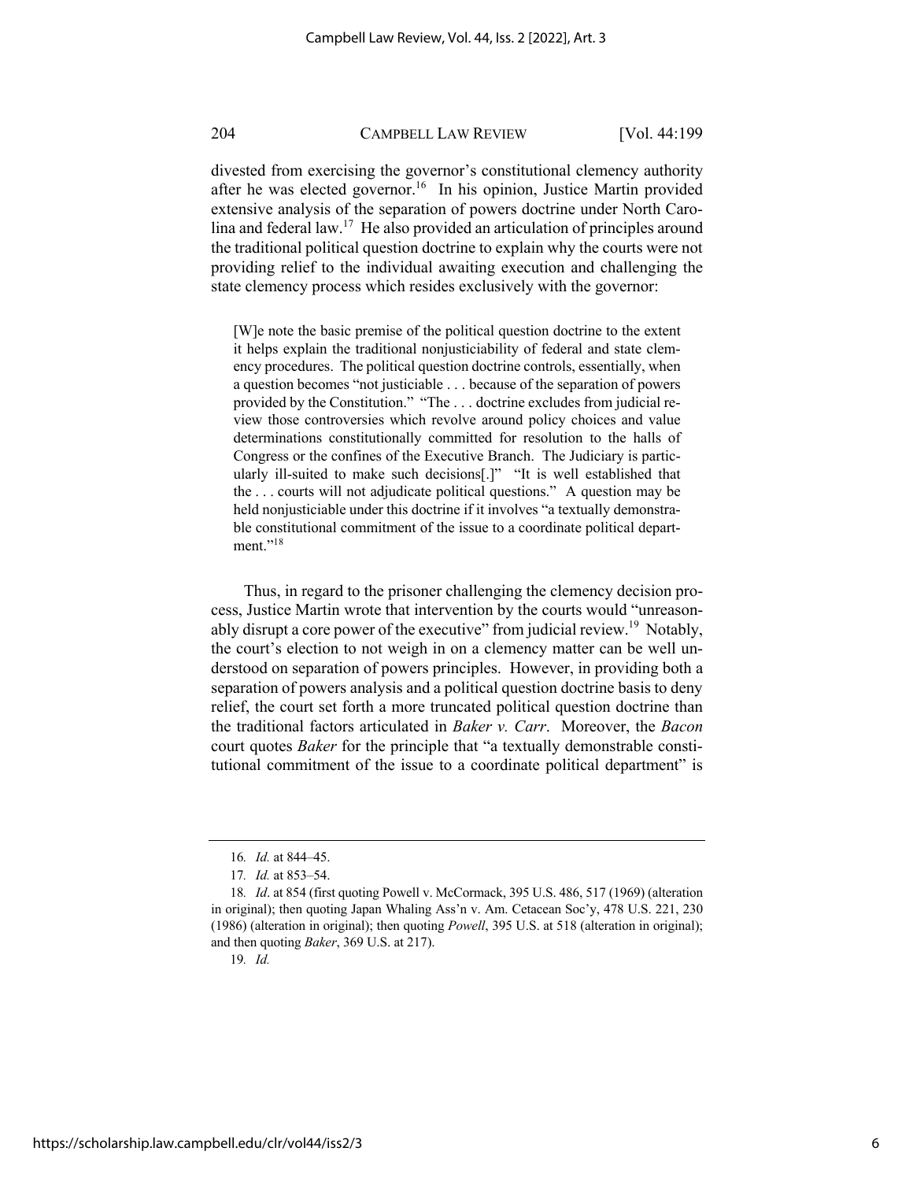divested from exercising the governor's constitutional clemency authority after he was elected governor.[16] In his opinion, Justice Martin provided extensive analysis of the separation of powers doctrine under North Carolina and federal law.[17] He also provided an articulation of principles around the traditional political question doctrine to explain why the courts were not providing relief to the individual awaiting execution and challenging the state clemency process which resides exclusively with the governor:

> [W]e note the basic premise of the political question doctrine to the extent it helps explain the traditional nonjusticiability of federal and state clemency procedures. The political question doctrine controls, essentially, when a question becomes "not justiciable . . . because of the separation of powers provided by the Constitution." "The . . . doctrine excludes from judicial review those controversies which revolve around policy choices and value determinations constitutionally committed for resolution to the halls of Congress or the confines of the Executive Branch. The Judiciary is particularly ill-suited to make such decisions[.]" "It is well established that the . . . courts will not adjudicate political questions." A question may be held nonjusticiable under this doctrine if it involves "a textually demonstrable constitutional commitment of the issue to a coordinate political department."[18]

Thus, in regard to the prisoner challenging the clemency decision process, Justice Martin wrote that intervention by the courts would "unreasonably disrupt a core power of the executive" from judicial review.[19] Notably, the court's election to not weigh in on a clemency matter can be well understood on separation of powers principles. However, in providing both a separation of powers analysis and a political question doctrine basis to deny relief, the court set forth a more truncated political question doctrine than the traditional factors articulated in *Baker v. Carr*. Moreover, the *Bacon* court quotes *Baker* for the principle that "a textually demonstrable constitutional commitment of the issue to a coordinate political department" is

---

16. *Id.* at 844–45.

17. *Id.* at 853–54.

18. *Id*. at 854 (first quoting Powell v. McCormack, 395 U.S. 486, 517 (1969) (alteration in original); then quoting Japan Whaling Ass'n v. Am. Cetacean Soc'y, 478 U.S. 221, 230 (1986) (alteration in original); then quoting *Powell*, 395 U.S. at 518 (alteration in original); and then quoting *Baker*, 369 U.S. at 217).

19. *Id.*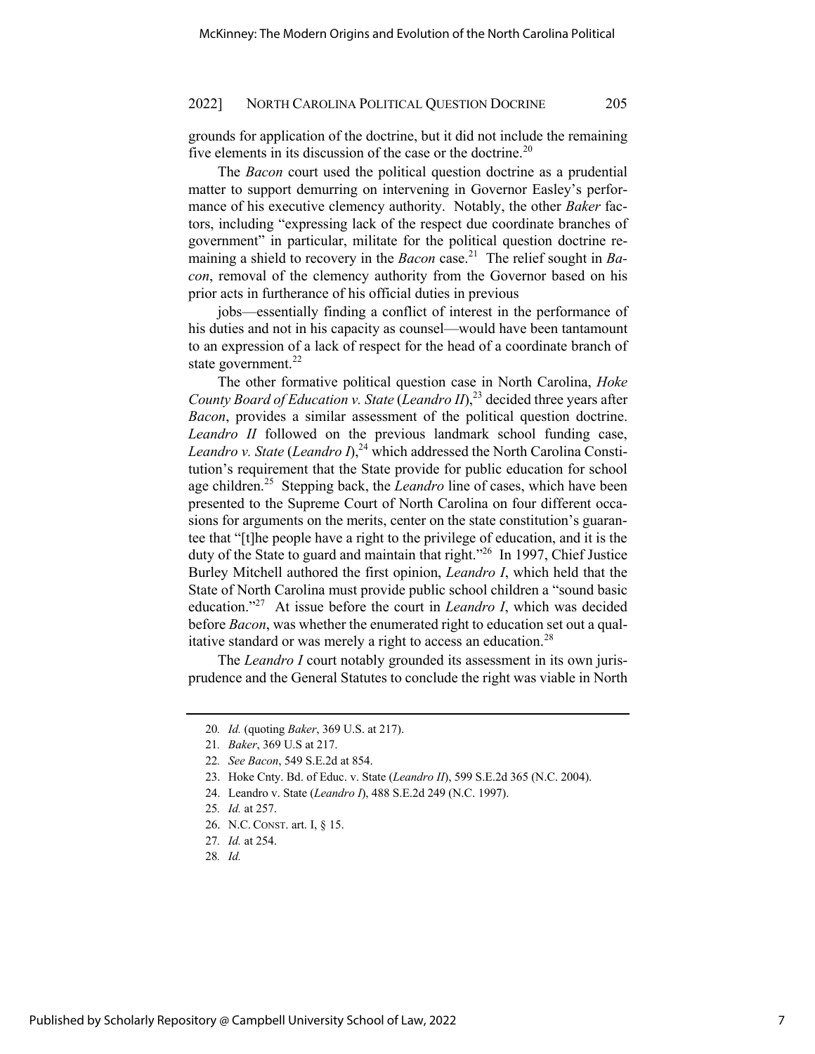grounds for application of the doctrine, but it did not include the remaining five elements in its discussion of the case or the doctrine.[20]

The *Bacon* court used the political question doctrine as a prudential matter to support demurring on intervening in Governor Easley's performance of his executive clemency authority. Notably, the other *Baker* factors, including "expressing lack of the respect due coordinate branches of government" in particular, militate for the political question doctrine remaining a shield to recovery in the *Bacon* case.[21] The relief sought in *Bacon*, removal of the clemency authority from the Governor based on his prior acts in furtherance of his official duties in previous

jobs—essentially finding a conflict of interest in the performance of his duties and not in his capacity as counsel—would have been tantamount to an expression of a lack of respect for the head of a coordinate branch of state government.[22]

The other formative political question case in North Carolina, *Hoke County Board of Education v. State* (*Leandro II*),[23] decided three years after *Bacon*, provides a similar assessment of the political question doctrine. *Leandro II* followed on the previous landmark school funding case, *Leandro v. State* (*Leandro I*),[24] which addressed the North Carolina Constitution's requirement that the State provide for public education for school age children.[25] Stepping back, the *Leandro* line of cases, which have been presented to the Supreme Court of North Carolina on four different occasions for arguments on the merits, center on the state constitution's guarantee that "[t]he people have a right to the privilege of education, and it is the duty of the State to guard and maintain that right."[26] In 1997, Chief Justice Burley Mitchell authored the first opinion, *Leandro I*, which held that the State of North Carolina must provide public school children a "sound basic education."[27] At issue before the court in *Leandro I*, which was decided before *Bacon*, was whether the enumerated right to education set out a qualitative standard or was merely a right to access an education.[28]

The *Leandro I* court notably grounded its assessment in its own jurisprudence and the General Statutes to conclude the right was viable in North

---

20. *Id.* (quoting *Baker*, 369 U.S. at 217).
21. *Baker*, 369 U.S at 217.
22. *See Bacon*, 549 S.E.2d at 854.
23. Hoke Cnty. Bd. of Educ. v. State (*Leandro II*), 599 S.E.2d 365 (N.C. 2004).
24. Leandro v. State (*Leandro I*), 488 S.E.2d 249 (N.C. 1997).
25. *Id.* at 257.
26. N.C. CONST. art. I, § 15.
27. *Id.* at 254.
28. *Id.*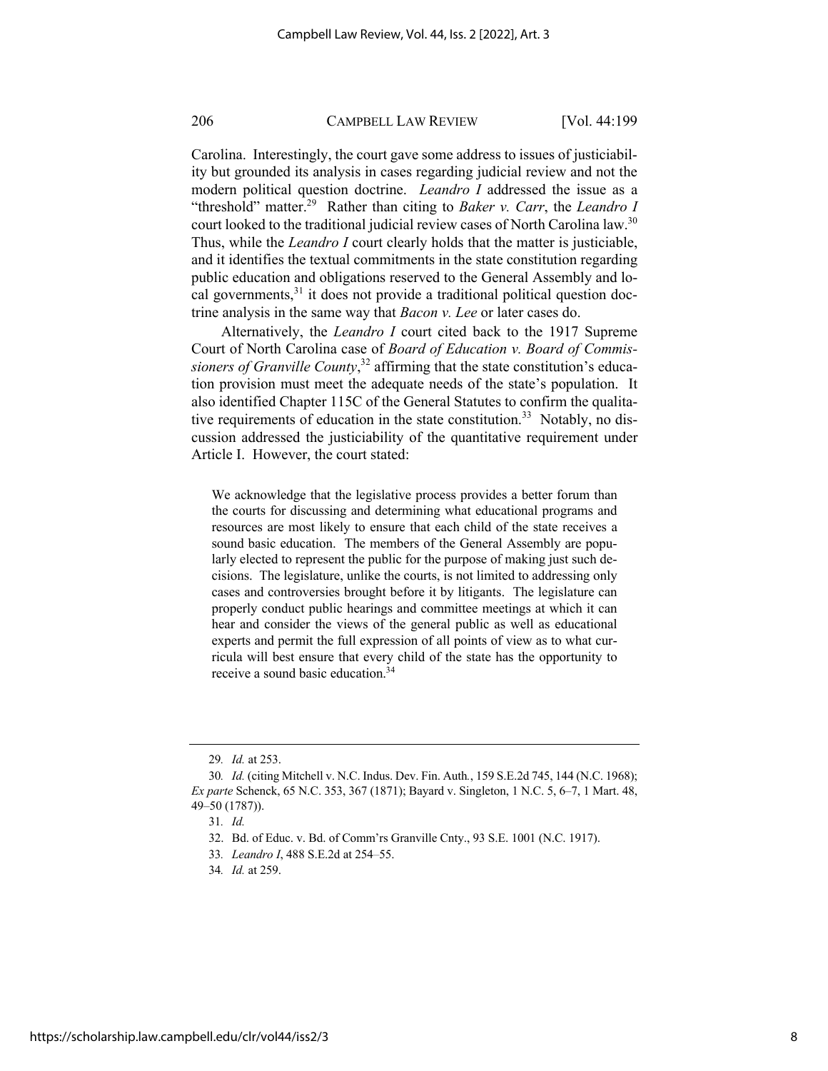Carolina. Interestingly, the court gave some address to issues of justiciability but grounded its analysis in cases regarding judicial review and not the modern political question doctrine. *Leandro I* addressed the issue as a "threshold" matter.[29] Rather than citing to *Baker v. Carr*, the *Leandro I* court looked to the traditional judicial review cases of North Carolina law.[30] Thus, while the *Leandro I* court clearly holds that the matter is justiciable, and it identifies the textual commitments in the state constitution regarding public education and obligations reserved to the General Assembly and local governments,[31] it does not provide a traditional political question doctrine analysis in the same way that *Bacon v. Lee* or later cases do.

Alternatively, the *Leandro I* court cited back to the 1917 Supreme Court of North Carolina case of *Board of Education v. Board of Commissioners of Granville County*,[32] affirming that the state constitution's education provision must meet the adequate needs of the state's population. It also identified Chapter 115C of the General Statutes to confirm the qualitative requirements of education in the state constitution.[33] Notably, no discussion addressed the justiciability of the quantitative requirement under Article I. However, the court stated:

> We acknowledge that the legislative process provides a better forum than the courts for discussing and determining what educational programs and resources are most likely to ensure that each child of the state receives a sound basic education. The members of the General Assembly are popularly elected to represent the public for the purpose of making just such decisions. The legislature, unlike the courts, is not limited to addressing only cases and controversies brought before it by litigants. The legislature can properly conduct public hearings and committee meetings at which it can hear and consider the views of the general public as well as educational experts and permit the full expression of all points of view as to what curricula will best ensure that every child of the state has the opportunity to receive a sound basic education.[34]

---

29. *Id.* at 253.

30. *Id.* (citing Mitchell v. N.C. Indus. Dev. Fin. Auth., 159 S.E.2d 745, 144 (N.C. 1968); *Ex parte* Schenck, 65 N.C. 353, 367 (1871); Bayard v. Singleton, 1 N.C. 5, 6–7, 1 Mart. 48, 49–50 (1787)).

31. *Id.*

32. Bd. of Educ. v. Bd. of Comm'rs Granville Cnty., 93 S.E. 1001 (N.C. 1917).

33. *Leandro I*, 488 S.E.2d at 254–55.

34. *Id.* at 259.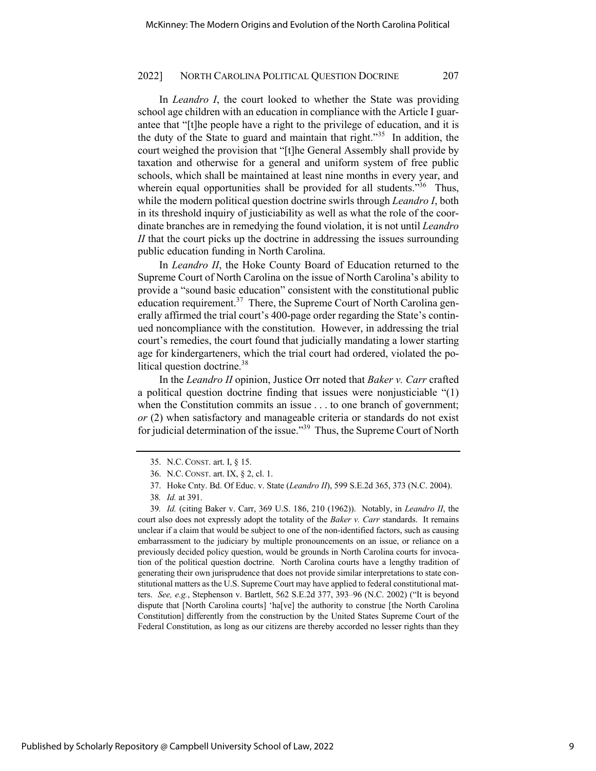In *Leandro I*, the court looked to whether the State was providing school age children with an education in compliance with the Article I guarantee that "[t]he people have a right to the privilege of education, and it is the duty of the State to guard and maintain that right."[35] In addition, the court weighed the provision that "[t]he General Assembly shall provide by taxation and otherwise for a general and uniform system of free public schools, which shall be maintained at least nine months in every year, and wherein equal opportunities shall be provided for all students."[36] Thus, while the modern political question doctrine swirls through *Leandro I*, both in its threshold inquiry of justiciability as well as what the role of the coordinate branches are in remedying the found violation, it is not until *Leandro II* that the court picks up the doctrine in addressing the issues surrounding public education funding in North Carolina.

In *Leandro II*, the Hoke County Board of Education returned to the Supreme Court of North Carolina on the issue of North Carolina's ability to provide a "sound basic education" consistent with the constitutional public education requirement.[37] There, the Supreme Court of North Carolina generally affirmed the trial court's 400-page order regarding the State's continued noncompliance with the constitution. However, in addressing the trial court's remedies, the court found that judicially mandating a lower starting age for kindergarteners, which the trial court had ordered, violated the political question doctrine.[38]

In the *Leandro II* opinion, Justice Orr noted that *Baker v. Carr* crafted a political question doctrine finding that issues were nonjusticiable "(1) when the Constitution commits an issue . . . to one branch of government; *or* (2) when satisfactory and manageable criteria or standards do not exist for judicial determination of the issue."[39] Thus, the Supreme Court of North

---

35. N.C. CONST. art. I, § 15.

36. N.C. CONST. art. IX, § 2, cl. 1.

37. Hoke Cnty. Bd. Of Educ. v. State (*Leandro II*), 599 S.E.2d 365, 373 (N.C. 2004).

38. *Id.* at 391.

39. *Id.* (citing Baker v. Carr, 369 U.S. 186, 210 (1962)). Notably, in *Leandro II*, the court also does not expressly adopt the totality of the *Baker v. Carr* standards. It remains unclear if a claim that would be subject to one of the non-identified factors, such as causing embarrassment to the judiciary by multiple pronouncements on an issue, or reliance on a previously decided policy question, would be grounds in North Carolina courts for invocation of the political question doctrine. North Carolina courts have a lengthy tradition of generating their own jurisprudence that does not provide similar interpretations to state constitutional matters as the U.S. Supreme Court may have applied to federal constitutional matters. *See, e.g.*, Stephenson v. Bartlett, 562 S.E.2d 377, 393–96 (N.C. 2002) ("It is beyond dispute that [North Carolina courts] 'ha[ve] the authority to construe [the North Carolina Constitution] differently from the construction by the United States Supreme Court of the Federal Constitution, as long as our citizens are thereby accorded no lesser rights than they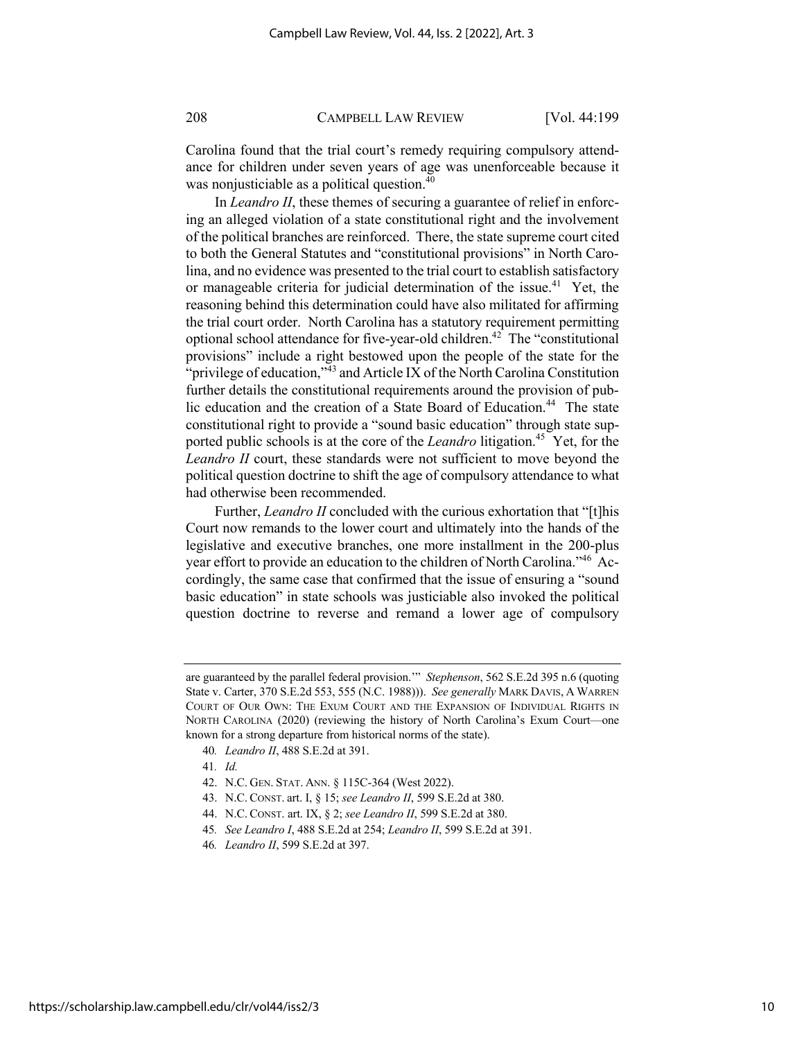Carolina found that the trial court's remedy requiring compulsory attendance for children under seven years of age was unenforceable because it was nonjusticiable as a political question.[40]

In *Leandro II*, these themes of securing a guarantee of relief in enforcing an alleged violation of a state constitutional right and the involvement of the political branches are reinforced. There, the state supreme court cited to both the General Statutes and "constitutional provisions" in North Carolina, and no evidence was presented to the trial court to establish satisfactory or manageable criteria for judicial determination of the issue.[41] Yet, the reasoning behind this determination could have also militated for affirming the trial court order. North Carolina has a statutory requirement permitting optional school attendance for five-year-old children.[42] The "constitutional provisions" include a right bestowed upon the people of the state for the "privilege of education,"[43] and Article IX of the North Carolina Constitution further details the constitutional requirements around the provision of public education and the creation of a State Board of Education.[44] The state constitutional right to provide a "sound basic education" through state supported public schools is at the core of the *Leandro* litigation.[45] Yet, for the *Leandro II* court, these standards were not sufficient to move beyond the political question doctrine to shift the age of compulsory attendance to what had otherwise been recommended.

Further, *Leandro II* concluded with the curious exhortation that "[t]his Court now remands to the lower court and ultimately into the hands of the legislative and executive branches, one more installment in the 200-plus year effort to provide an education to the children of North Carolina."[46] Accordingly, the same case that confirmed that the issue of ensuring a "sound basic education" in state schools was justiciable also invoked the political question doctrine to reverse and remand a lower age of compulsory

---

are guaranteed by the parallel federal provision.'" *Stephenson*, 562 S.E.2d 395 n.6 (quoting State v. Carter, 370 S.E.2d 553, 555 (N.C. 1988))). *See generally* MARK DAVIS, A WARREN COURT OF OUR OWN: THE EXUM COURT AND THE EXPANSION OF INDIVIDUAL RIGHTS IN NORTH CAROLINA (2020) (reviewing the history of North Carolina's Exum Court—one known for a strong departure from historical norms of the state).

40. *Leandro II*, 488 S.E.2d at 391.

41. *Id.*

42. N.C. GEN. STAT. ANN. § 115C-364 (West 2022).

43. N.C. CONST. art. I, § 15; *see Leandro II*, 599 S.E.2d at 380.

44. N.C. CONST. art. IX, § 2; *see Leandro II*, 599 S.E.2d at 380.

45. *See Leandro I*, 488 S.E.2d at 254; *Leandro II*, 599 S.E.2d at 391.

46. *Leandro II*, 599 S.E.2d at 397.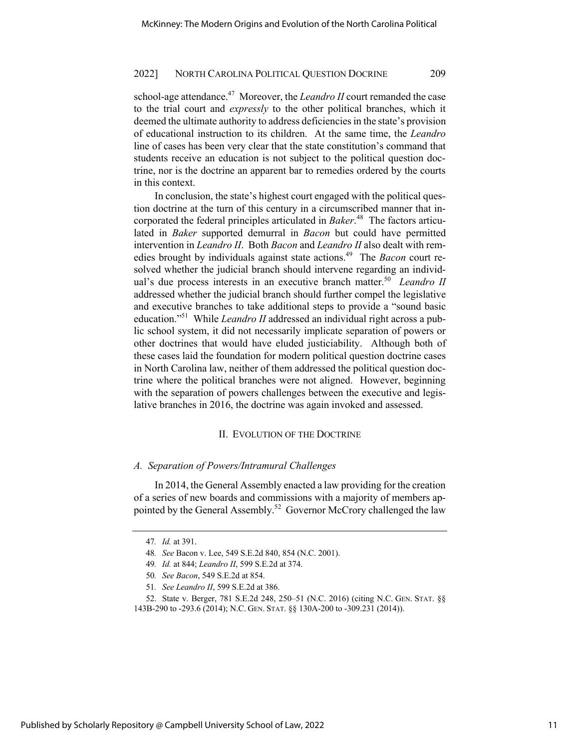school-age attendance.[47] Moreover, the *Leandro II* court remanded the case to the trial court and *expressly* to the other political branches, which it deemed the ultimate authority to address deficiencies in the state's provision of educational instruction to its children. At the same time, the *Leandro* line of cases has been very clear that the state constitution's command that students receive an education is not subject to the political question doctrine, nor is the doctrine an apparent bar to remedies ordered by the courts in this context.

In conclusion, the state's highest court engaged with the political question doctrine at the turn of this century in a circumscribed manner that incorporated the federal principles articulated in *Baker*.[48] The factors articulated in *Baker* supported demurral in *Bacon* but could have permitted intervention in *Leandro II*. Both *Bacon* and *Leandro II* also dealt with remedies brought by individuals against state actions.[49] The *Bacon* court resolved whether the judicial branch should intervene regarding an individual's due process interests in an executive branch matter.[50] *Leandro II* addressed whether the judicial branch should further compel the legislative and executive branches to take additional steps to provide a "sound basic education."[51] While *Leandro II* addressed an individual right across a public school system, it did not necessarily implicate separation of powers or other doctrines that would have eluded justiciability. Although both of these cases laid the foundation for modern political question doctrine cases in North Carolina law, neither of them addressed the political question doctrine where the political branches were not aligned. However, beginning with the separation of powers challenges between the executive and legislative branches in 2016, the doctrine was again invoked and assessed.

## II. Evolution of the Doctrine

### *A. Separation of Powers/Intramural Challenges*

In 2014, the General Assembly enacted a law providing for the creation of a series of new boards and commissions with a majority of members appointed by the General Assembly.[52] Governor McCrory challenged the law

---

47. *Id.* at 391.

48. *See* Bacon v. Lee, 549 S.E.2d 840, 854 (N.C. 2001).

49. *Id.* at 844; *Leandro II*, 599 S.E.2d at 374.

50. *See Bacon*, 549 S.E.2d at 854.

51. *See Leandro II*, 599 S.E.2d at 386.

52. State v. Berger, 781 S.E.2d 248, 250–51 (N.C. 2016) (citing N.C. GEN. STAT. §§ 143B-290 to -293.6 (2014); N.C. GEN. STAT. §§ 130A-200 to -309.231 (2014)).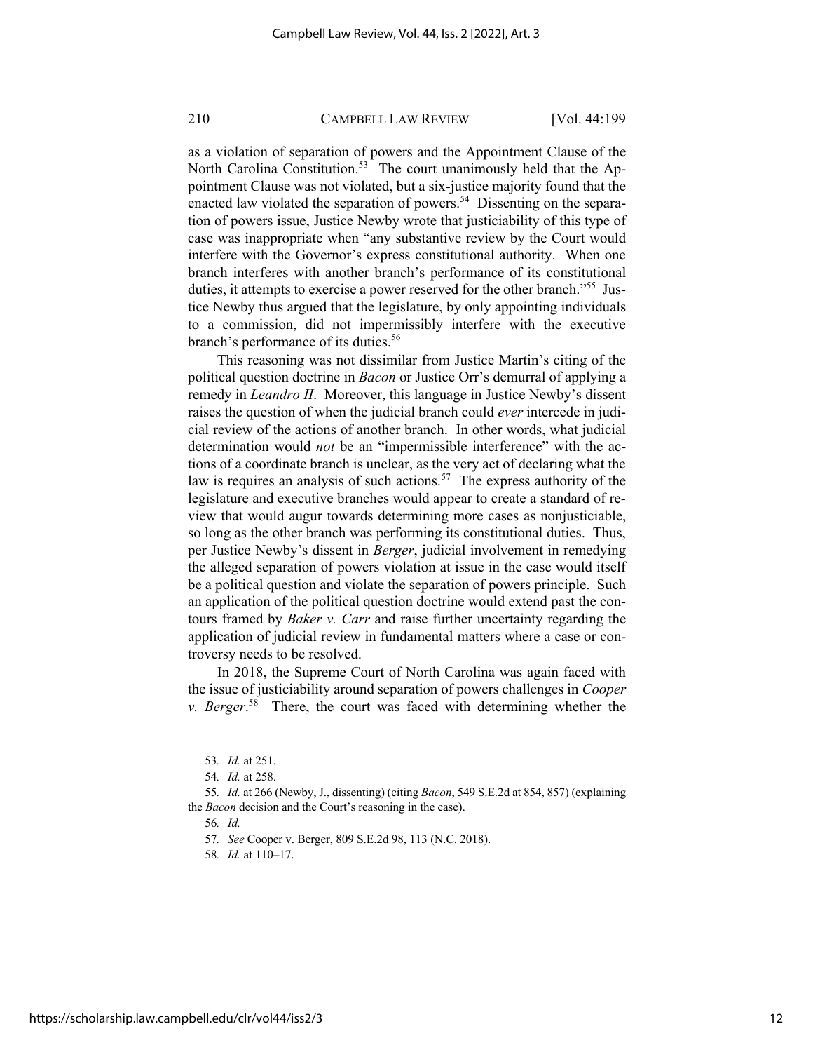as a violation of separation of powers and the Appointment Clause of the North Carolina Constitution.[53] The court unanimously held that the Appointment Clause was not violated, but a six-justice majority found that the enacted law violated the separation of powers.[54] Dissenting on the separation of powers issue, Justice Newby wrote that justiciability of this type of case was inappropriate when "any substantive review by the Court would interfere with the Governor's express constitutional authority. When one branch interferes with another branch's performance of its constitutional duties, it attempts to exercise a power reserved for the other branch."[55] Justice Newby thus argued that the legislature, by only appointing individuals to a commission, did not impermissibly interfere with the executive branch's performance of its duties.[56]

This reasoning was not dissimilar from Justice Martin's citing of the political question doctrine in *Bacon* or Justice Orr's demurral of applying a remedy in *Leandro II*. Moreover, this language in Justice Newby's dissent raises the question of when the judicial branch could *ever* intercede in judicial review of the actions of another branch. In other words, what judicial determination would *not* be an "impermissible interference" with the actions of a coordinate branch is unclear, as the very act of declaring what the law is requires an analysis of such actions.[57] The express authority of the legislature and executive branches would appear to create a standard of review that would augur towards determining more cases as nonjusticiable, so long as the other branch was performing its constitutional duties. Thus, per Justice Newby's dissent in *Berger*, judicial involvement in remedying the alleged separation of powers violation at issue in the case would itself be a political question and violate the separation of powers principle. Such an application of the political question doctrine would extend past the contours framed by *Baker v. Carr* and raise further uncertainty regarding the application of judicial review in fundamental matters where a case or controversy needs to be resolved.

In 2018, the Supreme Court of North Carolina was again faced with the issue of justiciability around separation of powers challenges in *Cooper v. Berger*.[58] There, the court was faced with determining whether the

---

53. *Id.* at 251.

54. *Id.* at 258.

55. *Id.* at 266 (Newby, J., dissenting) (citing *Bacon*, 549 S.E.2d at 854, 857) (explaining the *Bacon* decision and the Court's reasoning in the case).

56. *Id.*

57. *See* Cooper v. Berger, 809 S.E.2d 98, 113 (N.C. 2018).

58. *Id.* at 110–17.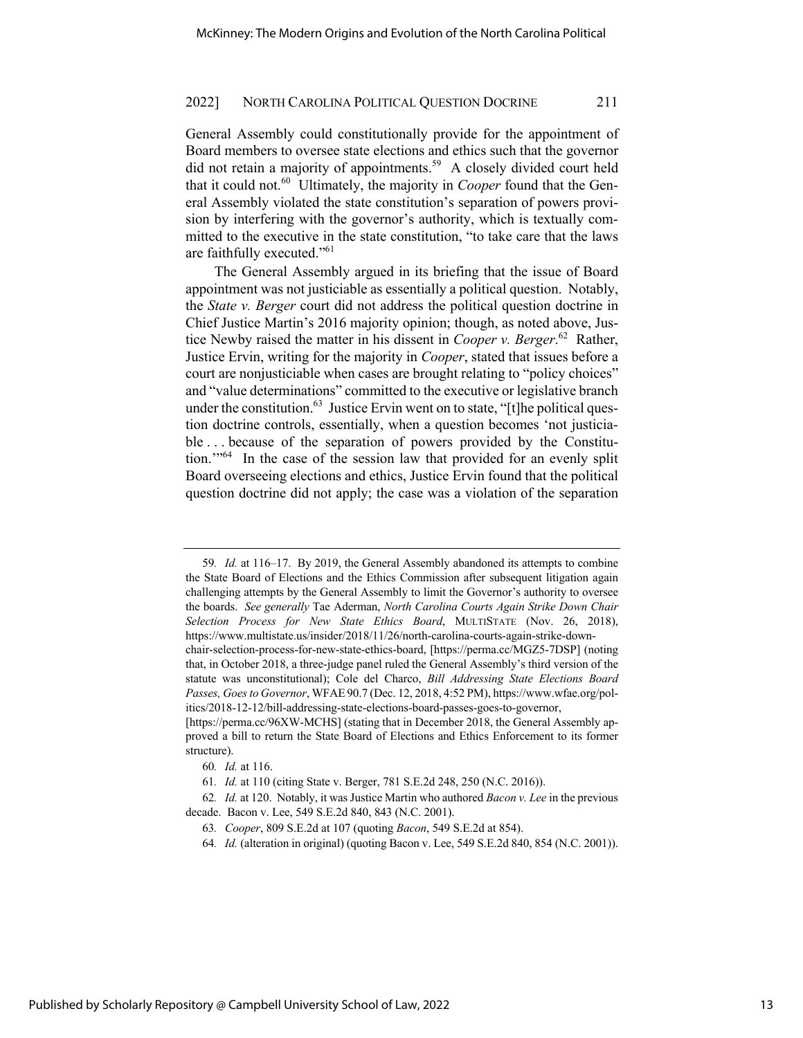General Assembly could constitutionally provide for the appointment of Board members to oversee state elections and ethics such that the governor did not retain a majority of appointments.[59] A closely divided court held that it could not.[60] Ultimately, the majority in *Cooper* found that the General Assembly violated the state constitution's separation of powers provision by interfering with the governor's authority, which is textually committed to the executive in the state constitution, "to take care that the laws are faithfully executed."[61]

The General Assembly argued in its briefing that the issue of Board appointment was not justiciable as essentially a political question. Notably, the *State v. Berger* court did not address the political question doctrine in Chief Justice Martin's 2016 majority opinion; though, as noted above, Justice Newby raised the matter in his dissent in *Cooper v. Berger*.[62] Rather, Justice Ervin, writing for the majority in *Cooper*, stated that issues before a court are nonjusticiable when cases are brought relating to "policy choices" and "value determinations" committed to the executive or legislative branch under the constitution.[63] Justice Ervin went on to state, "[t]he political question doctrine controls, essentially, when a question becomes 'not justiciable . . . because of the separation of powers provided by the Constitution.'"[64] In the case of the session law that provided for an evenly split Board overseeing elections and ethics, Justice Ervin found that the political question doctrine did not apply; the case was a violation of the separation

---

59. *Id.* at 116–17. By 2019, the General Assembly abandoned its attempts to combine the State Board of Elections and the Ethics Commission after subsequent litigation again challenging attempts by the General Assembly to limit the Governor's authority to oversee the boards. *See generally* Tae Aderman, *North Carolina Courts Again Strike Down Chair Selection Process for New State Ethics Board*, MULTISTATE (Nov. 26, 2018), https://www.multistate.us/insider/2018/11/26/north-carolina-courts-again-strike-down-chair-selection-process-for-new-state-ethics-board, [https://perma.cc/MGZ5-7DSP] (noting that, in October 2018, a three-judge panel ruled the General Assembly's third version of the statute was unconstitutional); Cole del Charco, *Bill Addressing State Elections Board Passes, Goes to Governor*, WFAE 90.7 (Dec. 12, 2018, 4:52 PM), https://www.wfae.org/politics/2018-12-12/bill-addressing-state-elections-board-passes-goes-to-governor, [https://perma.cc/96XW-MCHS] (stating that in December 2018, the General Assembly approved a bill to return the State Board of Elections and Ethics Enforcement to its former structure).

60. *Id.* at 116.

61. *Id.* at 110 (citing State v. Berger, 781 S.E.2d 248, 250 (N.C. 2016)).

62. *Id.* at 120. Notably, it was Justice Martin who authored *Bacon v. Lee* in the previous decade. Bacon v. Lee, 549 S.E.2d 840, 843 (N.C. 2001).

63. *Cooper*, 809 S.E.2d at 107 (quoting *Bacon*, 549 S.E.2d at 854).

64. *Id.* (alteration in original) (quoting Bacon v. Lee, 549 S.E.2d 840, 854 (N.C. 2001)).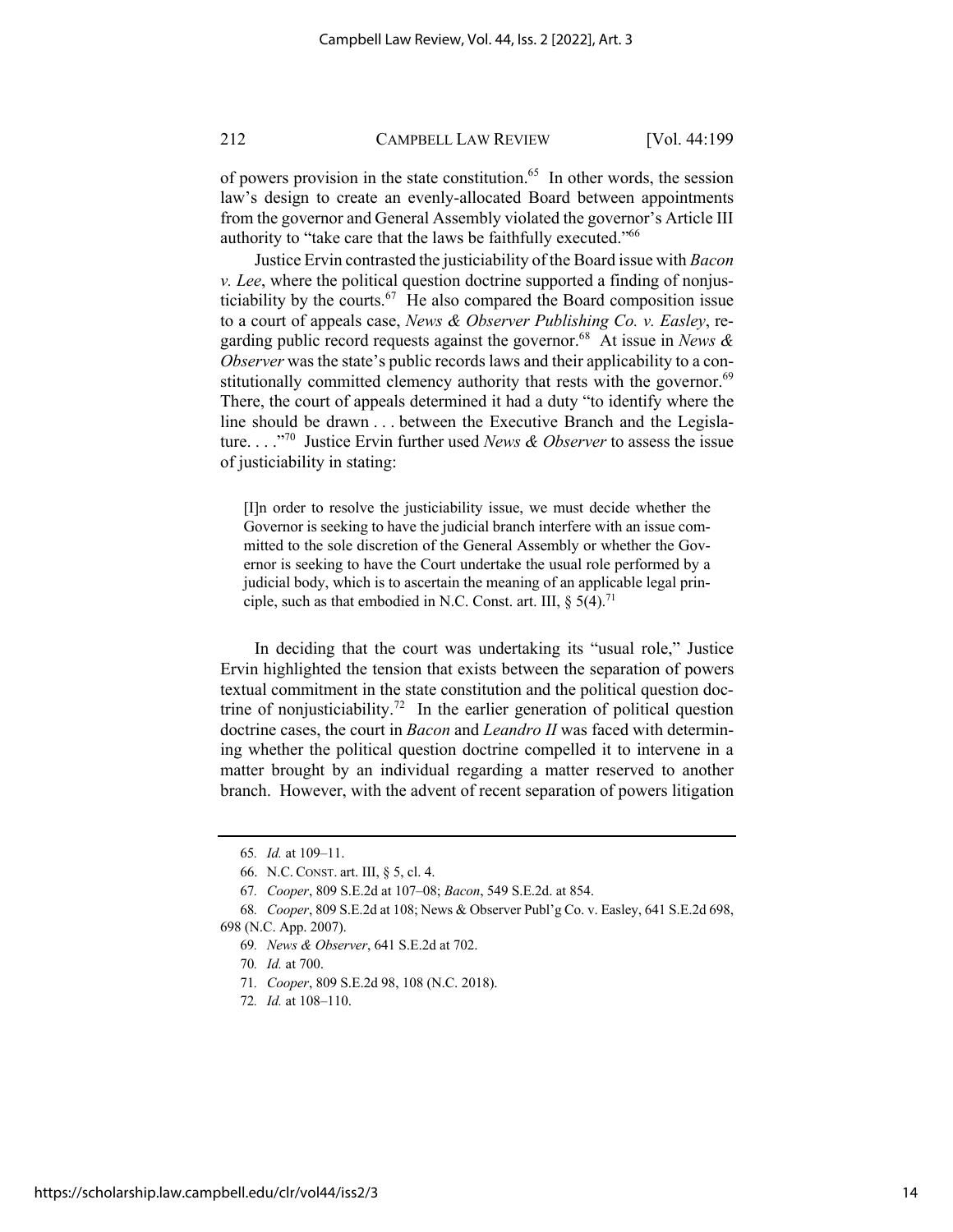of powers provision in the state constitution.[65] In other words, the session law's design to create an evenly-allocated Board between appointments from the governor and General Assembly violated the governor's Article III authority to "take care that the laws be faithfully executed."[66]

Justice Ervin contrasted the justiciability of the Board issue with *Bacon v. Lee*, where the political question doctrine supported a finding of nonjusticiability by the courts.[67] He also compared the Board composition issue to a court of appeals case, *News & Observer Publishing Co. v. Easley*, regarding public record requests against the governor.[68] At issue in *News & Observer* was the state's public records laws and their applicability to a constitutionally committed clemency authority that rests with the governor.[69] There, the court of appeals determined it had a duty "to identify where the line should be drawn . . . between the Executive Branch and the Legislature. . . ."[70] Justice Ervin further used *News & Observer* to assess the issue of justiciability in stating:

> [I]n order to resolve the justiciability issue, we must decide whether the Governor is seeking to have the judicial branch interfere with an issue committed to the sole discretion of the General Assembly or whether the Governor is seeking to have the Court undertake the usual role performed by a judicial body, which is to ascertain the meaning of an applicable legal principle, such as that embodied in N.C. Const. art. III, § 5(4).[71]

In deciding that the court was undertaking its "usual role," Justice Ervin highlighted the tension that exists between the separation of powers textual commitment in the state constitution and the political question doctrine of nonjusticiability.[72] In the earlier generation of political question doctrine cases, the court in *Bacon* and *Leandro II* was faced with determining whether the political question doctrine compelled it to intervene in a matter brought by an individual regarding a matter reserved to another branch. However, with the advent of recent separation of powers litigation

---

65. *Id.* at 109–11.

66. N.C. CONST. art. III, § 5, cl. 4.

67. *Cooper*, 809 S.E.2d at 107–08; *Bacon*, 549 S.E.2d. at 854.

68. *Cooper*, 809 S.E.2d at 108; News & Observer Publ'g Co. v. Easley, 641 S.E.2d 698, 698 (N.C. App. 2007).

69. *News & Observer*, 641 S.E.2d at 702.

70. *Id.* at 700.

71. *Cooper*, 809 S.E.2d 98, 108 (N.C. 2018).

72. *Id.* at 108–110.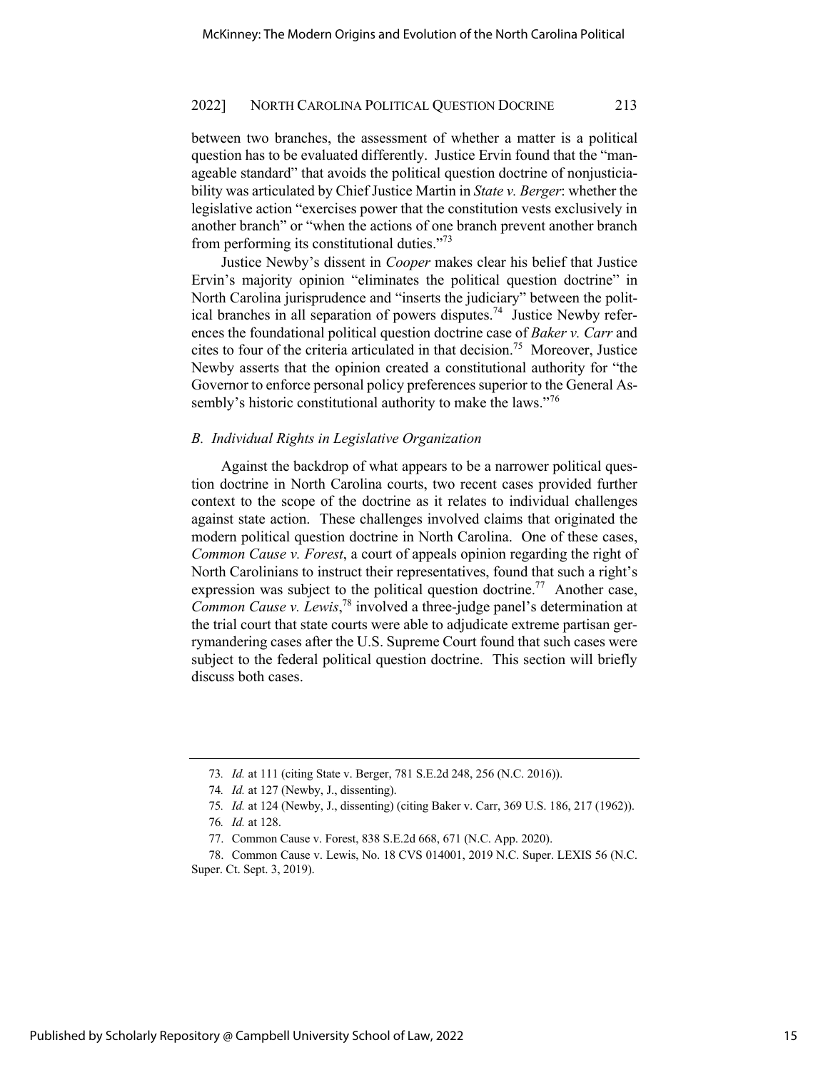between two branches, the assessment of whether a matter is a political question has to be evaluated differently. Justice Ervin found that the "manageable standard" that avoids the political question doctrine of nonjusticiability was articulated by Chief Justice Martin in *State v. Berger*: whether the legislative action "exercises power that the constitution vests exclusively in another branch" or "when the actions of one branch prevent another branch from performing its constitutional duties."[73]

Justice Newby's dissent in *Cooper* makes clear his belief that Justice Ervin's majority opinion "eliminates the political question doctrine" in North Carolina jurisprudence and "inserts the judiciary" between the political branches in all separation of powers disputes.[74] Justice Newby references the foundational political question doctrine case of *Baker v. Carr* and cites to four of the criteria articulated in that decision.[75] Moreover, Justice Newby asserts that the opinion created a constitutional authority for "the Governor to enforce personal policy preferences superior to the General Assembly's historic constitutional authority to make the laws."[76]

### *B. Individual Rights in Legislative Organization*

Against the backdrop of what appears to be a narrower political question doctrine in North Carolina courts, two recent cases provided further context to the scope of the doctrine as it relates to individual challenges against state action. These challenges involved claims that originated the modern political question doctrine in North Carolina. One of these cases, *Common Cause v. Forest*, a court of appeals opinion regarding the right of North Carolinians to instruct their representatives, found that such a right's expression was subject to the political question doctrine.[77] Another case, *Common Cause v. Lewis*,[78] involved a three-judge panel's determination at the trial court that state courts were able to adjudicate extreme partisan gerrymandering cases after the U.S. Supreme Court found that such cases were subject to the federal political question doctrine. This section will briefly discuss both cases.

---

73. *Id.* at 111 (citing State v. Berger, 781 S.E.2d 248, 256 (N.C. 2016)).

74. *Id.* at 127 (Newby, J., dissenting).

75. *Id.* at 124 (Newby, J., dissenting) (citing Baker v. Carr, 369 U.S. 186, 217 (1962)).

76. *Id.* at 128.

77. Common Cause v. Forest, 838 S.E.2d 668, 671 (N.C. App. 2020).

78. Common Cause v. Lewis, No. 18 CVS 014001, 2019 N.C. Super. LEXIS 56 (N.C. Super. Ct. Sept. 3, 2019).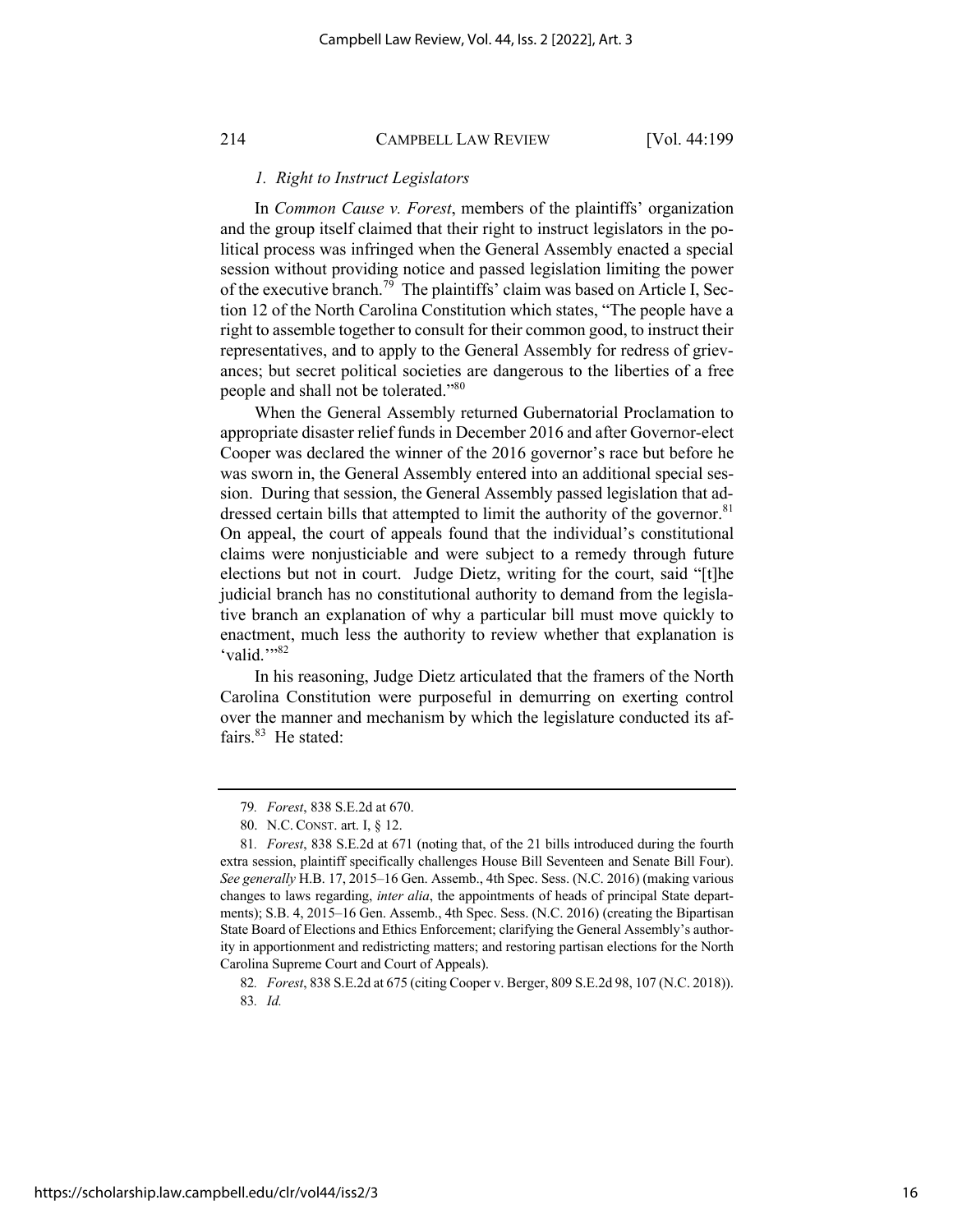### *1. Right to Instruct Legislators*

In *Common Cause v. Forest*, members of the plaintiffs' organization and the group itself claimed that their right to instruct legislators in the political process was infringed when the General Assembly enacted a special session without providing notice and passed legislation limiting the power of the executive branch.[79] The plaintiffs' claim was based on Article I, Section 12 of the North Carolina Constitution which states, "The people have a right to assemble together to consult for their common good, to instruct their representatives, and to apply to the General Assembly for redress of grievances; but secret political societies are dangerous to the liberties of a free people and shall not be tolerated."[80]

When the General Assembly returned Gubernatorial Proclamation to appropriate disaster relief funds in December 2016 and after Governor-elect Cooper was declared the winner of the 2016 governor's race but before he was sworn in, the General Assembly entered into an additional special session. During that session, the General Assembly passed legislation that addressed certain bills that attempted to limit the authority of the governor.[81] On appeal, the court of appeals found that the individual's constitutional claims were nonjusticiable and were subject to a remedy through future elections but not in court. Judge Dietz, writing for the court, said "[t]he judicial branch has no constitutional authority to demand from the legislative branch an explanation of why a particular bill must move quickly to enactment, much less the authority to review whether that explanation is 'valid.'"[82]

In his reasoning, Judge Dietz articulated that the framers of the North Carolina Constitution were purposeful in demurring on exerting control over the manner and mechanism by which the legislature conducted its affairs.[83] He stated:

---

79. *Forest*, 838 S.E.2d at 670.

80. N.C. CONST. art. I, § 12.

81. *Forest*, 838 S.E.2d at 671 (noting that, of the 21 bills introduced during the fourth extra session, plaintiff specifically challenges House Bill Seventeen and Senate Bill Four). *See generally* H.B. 17, 2015–16 Gen. Assemb., 4th Spec. Sess. (N.C. 2016) (making various changes to laws regarding, *inter alia*, the appointments of heads of principal State departments); S.B. 4, 2015–16 Gen. Assemb., 4th Spec. Sess. (N.C. 2016) (creating the Bipartisan State Board of Elections and Ethics Enforcement; clarifying the General Assembly's authority in apportionment and redistricting matters; and restoring partisan elections for the North Carolina Supreme Court and Court of Appeals).

82. *Forest*, 838 S.E.2d at 675 (citing Cooper v. Berger, 809 S.E.2d 98, 107 (N.C. 2018)).

83. *Id.*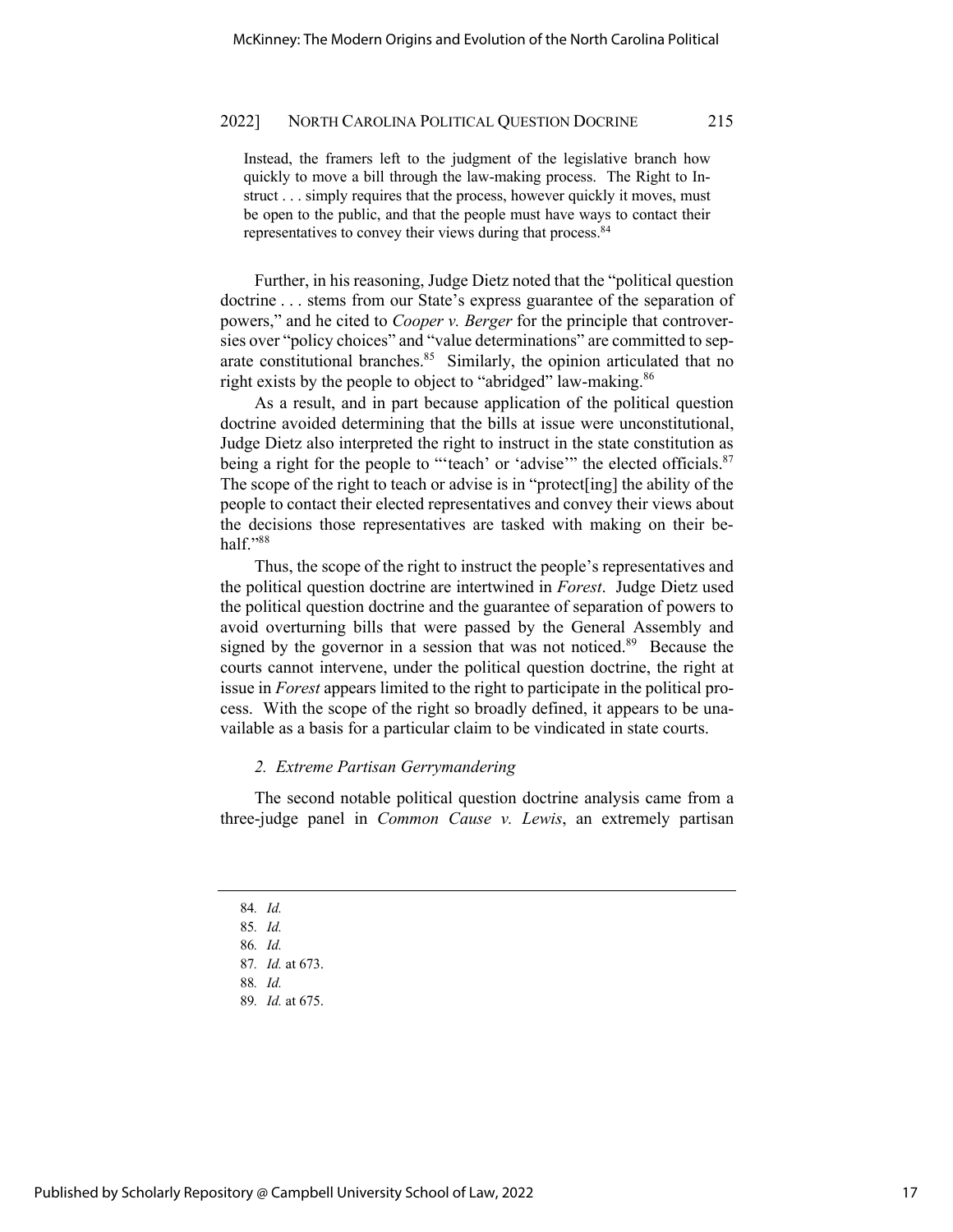> Instead, the framers left to the judgment of the legislative branch how quickly to move a bill through the law-making process. The Right to Instruct . . . simply requires that the process, however quickly it moves, must be open to the public, and that the people must have ways to contact their representatives to convey their views during that process.[84]

Further, in his reasoning, Judge Dietz noted that the "political question doctrine . . . stems from our State's express guarantee of the separation of powers," and he cited to *Cooper v. Berger* for the principle that controversies over "policy choices" and "value determinations" are committed to separate constitutional branches.[85] Similarly, the opinion articulated that no right exists by the people to object to "abridged" law-making.[86]

As a result, and in part because application of the political question doctrine avoided determining that the bills at issue were unconstitutional, Judge Dietz also interpreted the right to instruct in the state constitution as being a right for the people to "'teach' or 'advise'" the elected officials.[87] The scope of the right to teach or advise is in "protect[ing] the ability of the people to contact their elected representatives and convey their views about the decisions those representatives are tasked with making on their behalf."[88]

Thus, the scope of the right to instruct the people's representatives and the political question doctrine are intertwined in *Forest*. Judge Dietz used the political question doctrine and the guarantee of separation of powers to avoid overturning bills that were passed by the General Assembly and signed by the governor in a session that was not noticed.[89] Because the courts cannot intervene, under the political question doctrine, the right at issue in *Forest* appears limited to the right to participate in the political process. With the scope of the right so broadly defined, it appears to be unavailable as a basis for a particular claim to be vindicated in state courts.

### *2. Extreme Partisan Gerrymandering*

The second notable political question doctrine analysis came from a three-judge panel in *Common Cause v. Lewis*, an extremely partisan

---

84. *Id.*
85. *Id.*
86. *Id.*
87. *Id.* at 673.
88. *Id.*
89. *Id.* at 675.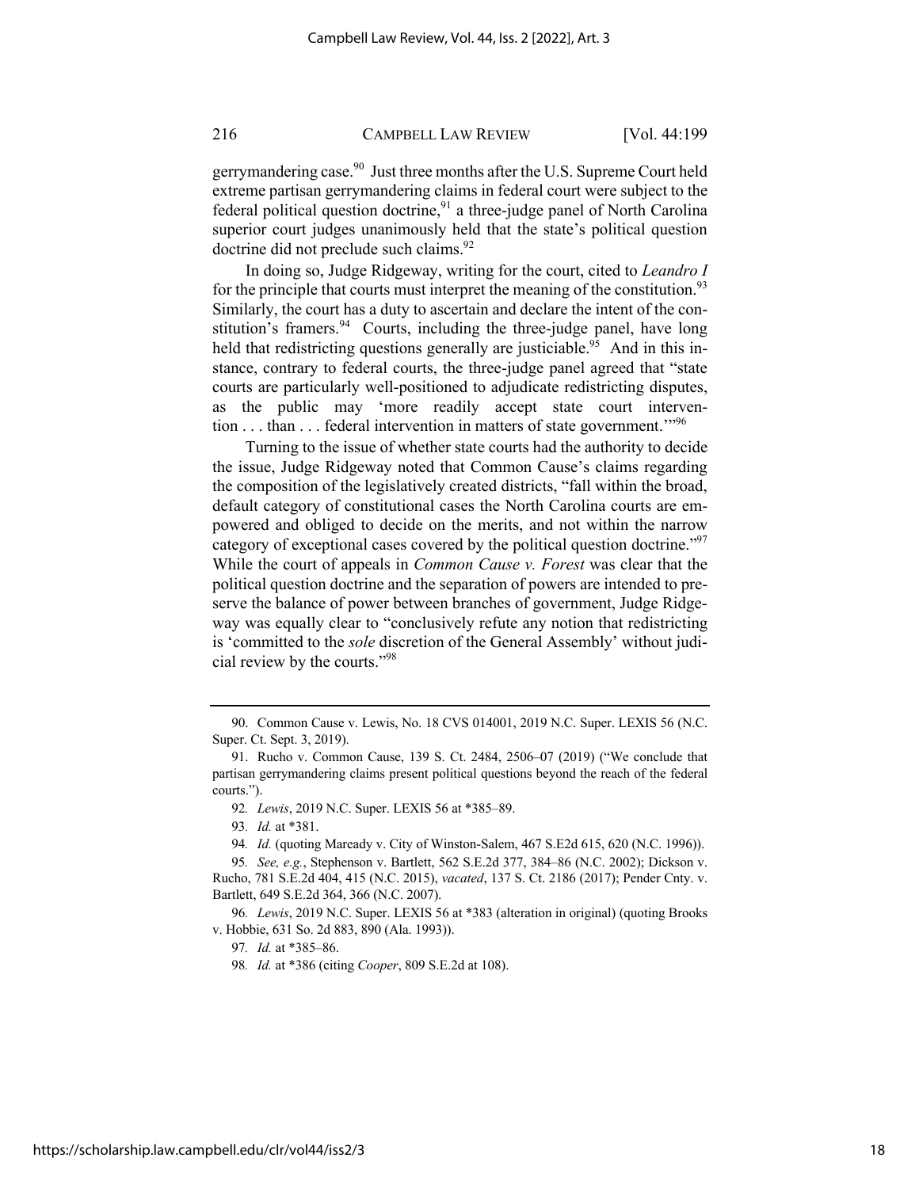gerrymandering case.[90] Just three months after the U.S. Supreme Court held extreme partisan gerrymandering claims in federal court were subject to the federal political question doctrine,[91] a three-judge panel of North Carolina superior court judges unanimously held that the state's political question doctrine did not preclude such claims.[92]

In doing so, Judge Ridgeway, writing for the court, cited to *Leandro I* for the principle that courts must interpret the meaning of the constitution.[93] Similarly, the court has a duty to ascertain and declare the intent of the constitution's framers.[94] Courts, including the three-judge panel, have long held that redistricting questions generally are justiciable.[95] And in this instance, contrary to federal courts, the three-judge panel agreed that "state courts are particularly well-positioned to adjudicate redistricting disputes, as the public may 'more readily accept state court intervention . . . than . . . federal intervention in matters of state government.'"[96]

Turning to the issue of whether state courts had the authority to decide the issue, Judge Ridgeway noted that Common Cause's claims regarding the composition of the legislatively created districts, "fall within the broad, default category of constitutional cases the North Carolina courts are empowered and obliged to decide on the merits, and not within the narrow category of exceptional cases covered by the political question doctrine."[97] While the court of appeals in *Common Cause v. Forest* was clear that the political question doctrine and the separation of powers are intended to preserve the balance of power between branches of government, Judge Ridgeway was equally clear to "conclusively refute any notion that redistricting is 'committed to the *sole* discretion of the General Assembly' without judicial review by the courts."[98]

---

90. Common Cause v. Lewis, No. 18 CVS 014001, 2019 N.C. Super. LEXIS 56 (N.C. Super. Ct. Sept. 3, 2019).

91. Rucho v. Common Cause, 139 S. Ct. 2484, 2506–07 (2019) ("We conclude that partisan gerrymandering claims present political questions beyond the reach of the federal courts.").

92. *Lewis*, 2019 N.C. Super. LEXIS 56 at *385–89.

93. *Id.* at *381.

94. *Id.* (quoting Maready v. City of Winston-Salem, 467 S.E2d 615, 620 (N.C. 1996)).

95. *See, e.g.*, Stephenson v. Bartlett, 562 S.E.2d 377, 384–86 (N.C. 2002); Dickson v. Rucho, 781 S.E.2d 404, 415 (N.C. 2015), *vacated*, 137 S. Ct. 2186 (2017); Pender Cnty. v. Bartlett, 649 S.E.2d 364, 366 (N.C. 2007).

96. *Lewis*, 2019 N.C. Super. LEXIS 56 at *383 (alteration in original) (quoting Brooks v. Hobbie, 631 So. 2d 883, 890 (Ala. 1993)).

97. *Id.* at *385–86.

98. *Id.* at *386 (citing *Cooper*, 809 S.E.2d at 108).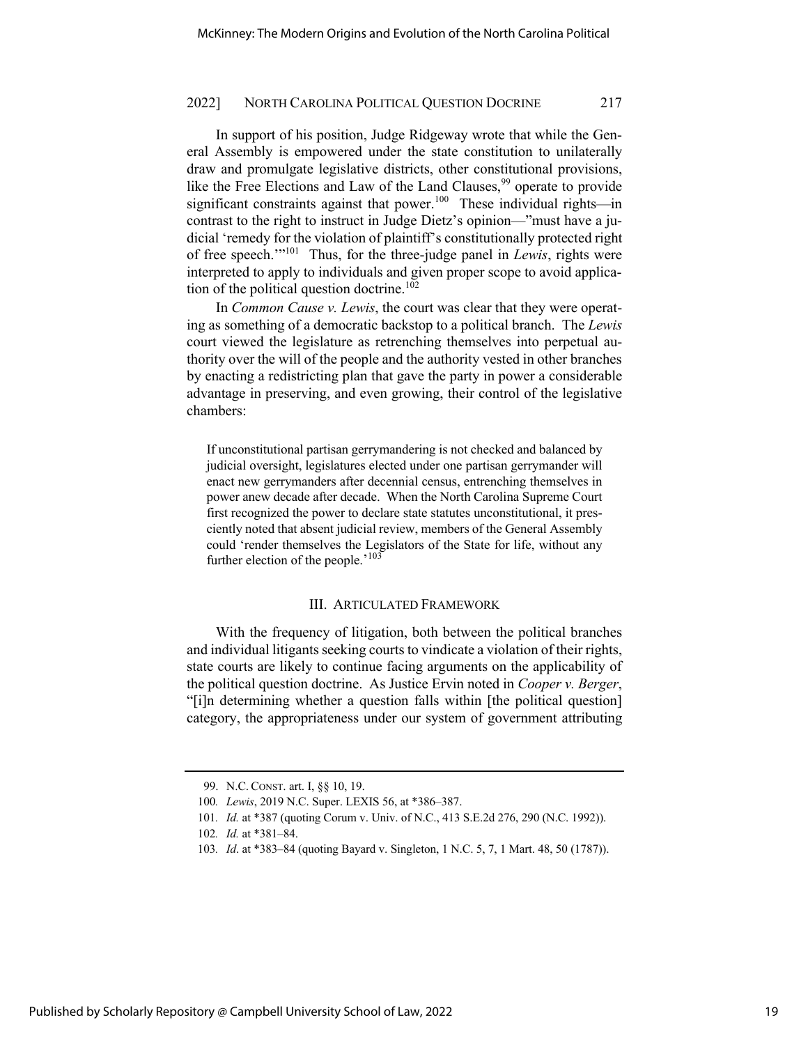In support of his position, Judge Ridgeway wrote that while the General Assembly is empowered under the state constitution to unilaterally draw and promulgate legislative districts, other constitutional provisions, like the Free Elections and Law of the Land Clauses,[99] operate to provide significant constraints against that power.[100] These individual rights—in contrast to the right to instruct in Judge Dietz's opinion—"must have a judicial 'remedy for the violation of plaintiff's constitutionally protected right of free speech.'"[101] Thus, for the three-judge panel in *Lewis*, rights were interpreted to apply to individuals and given proper scope to avoid application of the political question doctrine.[102]

In *Common Cause v. Lewis*, the court was clear that they were operating as something of a democratic backstop to a political branch. The *Lewis* court viewed the legislature as retrenching themselves into perpetual authority over the will of the people and the authority vested in other branches by enacting a redistricting plan that gave the party in power a considerable advantage in preserving, and even growing, their control of the legislative chambers:

> If unconstitutional partisan gerrymandering is not checked and balanced by judicial oversight, legislatures elected under one partisan gerrymander will enact new gerrymanders after decennial census, entrenching themselves in power anew decade after decade. When the North Carolina Supreme Court first recognized the power to declare state statutes unconstitutional, it presciently noted that absent judicial review, members of the General Assembly could 'render themselves the Legislators of the State for life, without any further election of the people.'[103]

## III. ARTICULATED FRAMEWORK

With the frequency of litigation, both between the political branches and individual litigants seeking courts to vindicate a violation of their rights, state courts are likely to continue facing arguments on the applicability of the political question doctrine. As Justice Ervin noted in *Cooper v. Berger*, "[i]n determining whether a question falls within [the political question] category, the appropriateness under our system of government attributing

---

99. N.C. CONST. art. I, §§ 10, 19.

100. *Lewis*, 2019 N.C. Super. LEXIS 56, at *386–387.

101. *Id.* at *387 (quoting Corum v. Univ. of N.C., 413 S.E.2d 276, 290 (N.C. 1992)).

102. *Id.* at *381–84.

103. *Id*. at *383–84 (quoting Bayard v. Singleton, 1 N.C. 5, 7, 1 Mart. 48, 50 (1787)).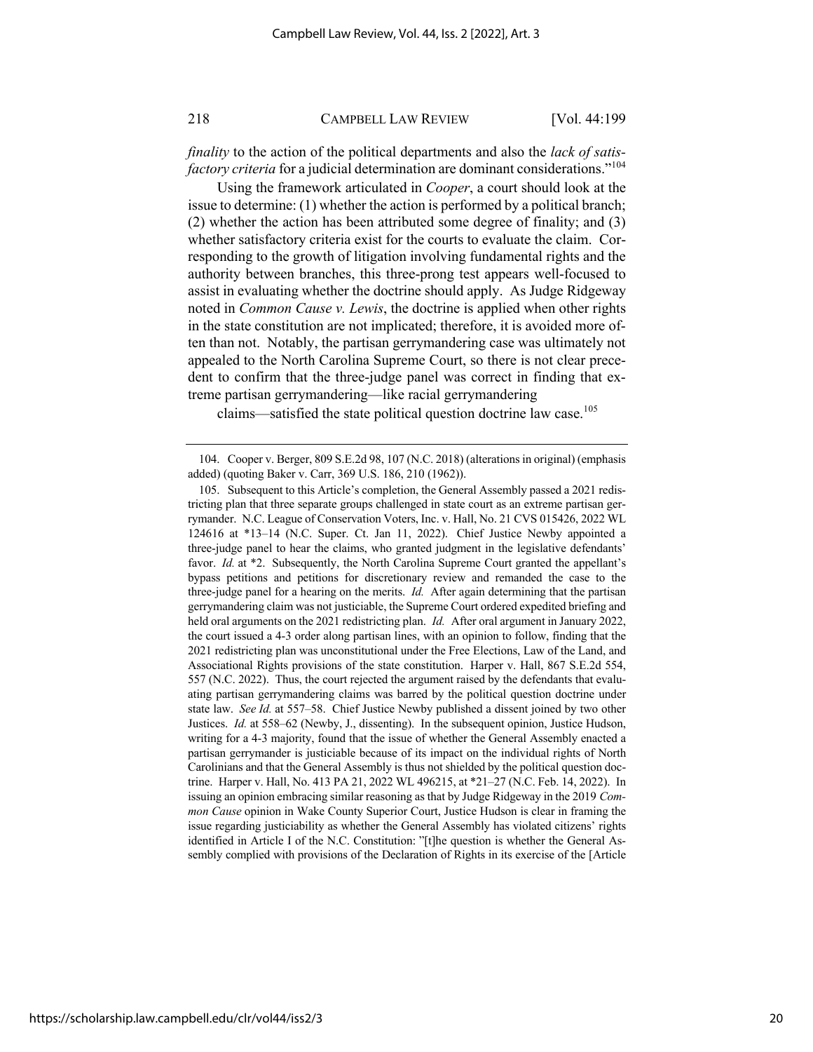*finality* to the action of the political departments and also the *lack of satisfactory criteria* for a judicial determination are dominant considerations."[104]

Using the framework articulated in *Cooper*, a court should look at the issue to determine: (1) whether the action is performed by a political branch; (2) whether the action has been attributed some degree of finality; and (3) whether satisfactory criteria exist for the courts to evaluate the claim. Corresponding to the growth of litigation involving fundamental rights and the authority between branches, this three-prong test appears well-focused to assist in evaluating whether the doctrine should apply. As Judge Ridgeway noted in *Common Cause v. Lewis*, the doctrine is applied when other rights in the state constitution are not implicated; therefore, it is avoided more often than not. Notably, the partisan gerrymandering case was ultimately not appealed to the North Carolina Supreme Court, so there is not clear precedent to confirm that the three-judge panel was correct in finding that extreme partisan gerrymandering—like racial gerrymandering claims—satisfied the state political question doctrine law case.[105]

---

104. Cooper v. Berger, 809 S.E.2d 98, 107 (N.C. 2018) (alterations in original) (emphasis added) (quoting Baker v. Carr, 369 U.S. 186, 210 (1962)).

105. Subsequent to this Article's completion, the General Assembly passed a 2021 redistricting plan that three separate groups challenged in state court as an extreme partisan gerrymander. N.C. League of Conservation Voters, Inc. v. Hall, No. 21 CVS 015426, 2022 WL 124616 at *13–14 (N.C. Super. Ct. Jan 11, 2022). Chief Justice Newby appointed a three-judge panel to hear the claims, who granted judgment in the legislative defendants' favor. *Id.* at *2. Subsequently, the North Carolina Supreme Court granted the appellant's bypass petitions and petitions for discretionary review and remanded the case to the three-judge panel for a hearing on the merits. *Id.* After again determining that the partisan gerrymandering claim was not justiciable, the Supreme Court ordered expedited briefing and held oral arguments on the 2021 redistricting plan. *Id.* After oral argument in January 2022, the court issued a 4-3 order along partisan lines, with an opinion to follow, finding that the 2021 redistricting plan was unconstitutional under the Free Elections, Law of the Land, and Associational Rights provisions of the state constitution. Harper v. Hall, 867 S.E.2d 554, 557 (N.C. 2022). Thus, the court rejected the argument raised by the defendants that evaluating partisan gerrymandering claims was barred by the political question doctrine under state law. *See Id.* at 557–58. Chief Justice Newby published a dissent joined by two other Justices. *Id.* at 558–62 (Newby, J., dissenting). In the subsequent opinion, Justice Hudson, writing for a 4-3 majority, found that the issue of whether the General Assembly enacted a partisan gerrymander is justiciable because of its impact on the individual rights of North Carolinians and that the General Assembly is thus not shielded by the political question doctrine. Harper v. Hall, No. 413 PA 21, 2022 WL 496215, at *21–27 (N.C. Feb. 14, 2022). In issuing an opinion embracing similar reasoning as that by Judge Ridgeway in the 2019 *Common Cause* opinion in Wake County Superior Court, Justice Hudson is clear in framing the issue regarding justiciability as whether the General Assembly has violated citizens' rights identified in Article I of the N.C. Constitution: "[t]he question is whether the General Assembly complied with provisions of the Declaration of Rights in its exercise of the [Article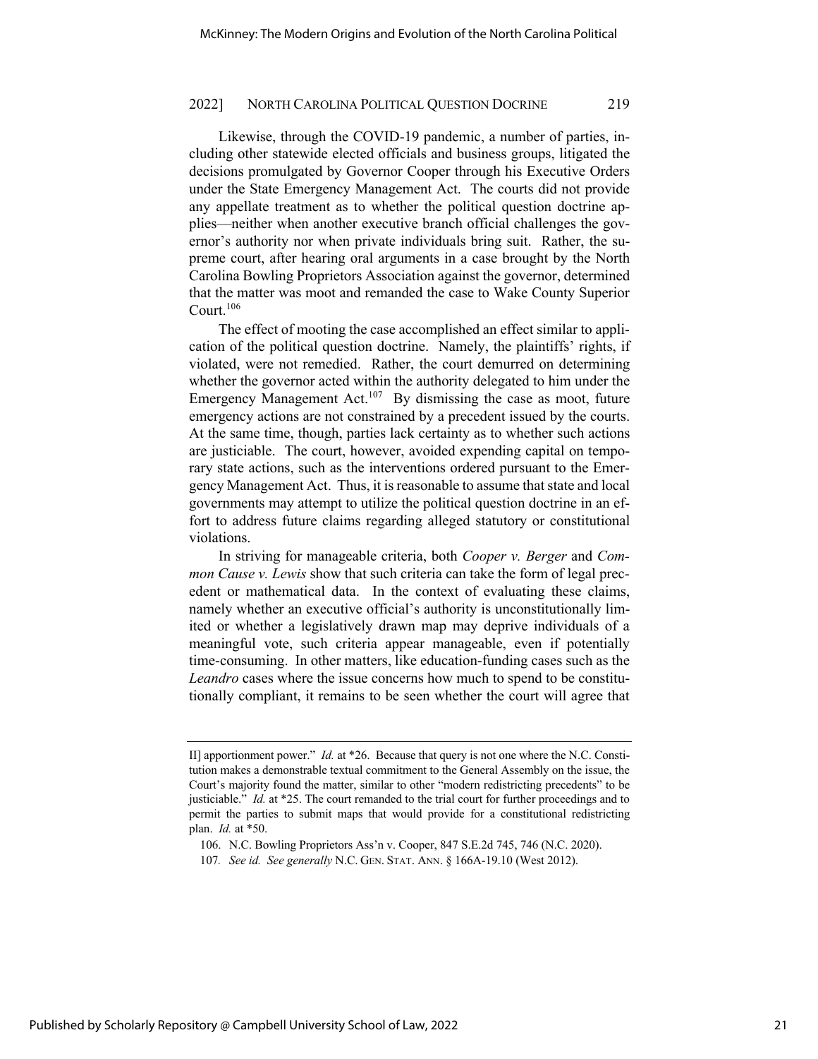Likewise, through the COVID-19 pandemic, a number of parties, including other statewide elected officials and business groups, litigated the decisions promulgated by Governor Cooper through his Executive Orders under the State Emergency Management Act. The courts did not provide any appellate treatment as to whether the political question doctrine applies—neither when another executive branch official challenges the governor's authority nor when private individuals bring suit. Rather, the supreme court, after hearing oral arguments in a case brought by the North Carolina Bowling Proprietors Association against the governor, determined that the matter was moot and remanded the case to Wake County Superior Court.[106]

The effect of mooting the case accomplished an effect similar to application of the political question doctrine. Namely, the plaintiffs' rights, if violated, were not remedied. Rather, the court demurred on determining whether the governor acted within the authority delegated to him under the Emergency Management Act.[107] By dismissing the case as moot, future emergency actions are not constrained by a precedent issued by the courts. At the same time, though, parties lack certainty as to whether such actions are justiciable. The court, however, avoided expending capital on temporary state actions, such as the interventions ordered pursuant to the Emergency Management Act. Thus, it is reasonable to assume that state and local governments may attempt to utilize the political question doctrine in an effort to address future claims regarding alleged statutory or constitutional violations.

In striving for manageable criteria, both *Cooper v. Berger* and *Common Cause v. Lewis* show that such criteria can take the form of legal precedent or mathematical data. In the context of evaluating these claims, namely whether an executive official's authority is unconstitutionally limited or whether a legislatively drawn map may deprive individuals of a meaningful vote, such criteria appear manageable, even if potentially time-consuming. In other matters, like education-funding cases such as the *Leandro* cases where the issue concerns how much to spend to be constitutionally compliant, it remains to be seen whether the court will agree that

---

II] apportionment power." *Id.* at *26. Because that query is not one where the N.C. Constitution makes a demonstrable textual commitment to the General Assembly on the issue, the Court's majority found the matter, similar to other "modern redistricting precedents" to be justiciable." *Id.* at *25. The court remanded to the trial court for further proceedings and to permit the parties to submit maps that would provide for a constitutional redistricting plan. *Id.* at *50.

106. N.C. Bowling Proprietors Ass'n v. Cooper, 847 S.E.2d 745, 746 (N.C. 2020).

107. *See id. See generally* N.C. GEN. STAT. ANN. § 166A-19.10 (West 2012).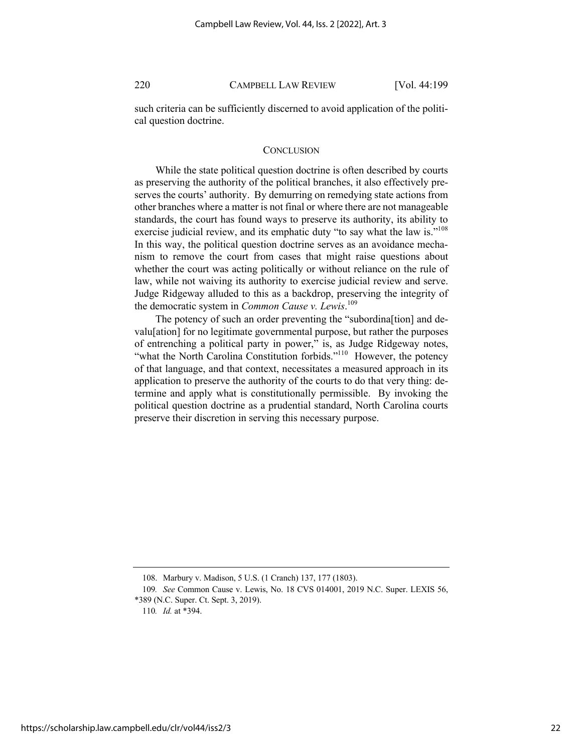such criteria can be sufficiently discerned to avoid application of the political question doctrine.

## CONCLUSION

While the state political question doctrine is often described by courts as preserving the authority of the political branches, it also effectively preserves the courts' authority. By demurring on remedying state actions from other branches where a matter is not final or where there are not manageable standards, the court has found ways to preserve its authority, its ability to exercise judicial review, and its emphatic duty "to say what the law is."[108] In this way, the political question doctrine serves as an avoidance mechanism to remove the court from cases that might raise questions about whether the court was acting politically or without reliance on the rule of law, while not waiving its authority to exercise judicial review and serve. Judge Ridgeway alluded to this as a backdrop, preserving the integrity of the democratic system in *Common Cause v. Lewis*.[109]

The potency of such an order preventing the "subordina[tion] and devalu[ation] for no legitimate governmental purpose, but rather the purposes of entrenching a political party in power," is, as Judge Ridgeway notes, "what the North Carolina Constitution forbids."[110] However, the potency of that language, and that context, necessitates a measured approach in its application to preserve the authority of the courts to do that very thing: determine and apply what is constitutionally permissible. By invoking the political question doctrine as a prudential standard, North Carolina courts preserve their discretion in serving this necessary purpose.

---

108. Marbury v. Madison, 5 U.S. (1 Cranch) 137, 177 (1803).

109. *See* Common Cause v. Lewis, No. 18 CVS 014001, 2019 N.C. Super. LEXIS 56, *389 (N.C. Super. Ct. Sept. 3, 2019).

110. *Id.* at *394.